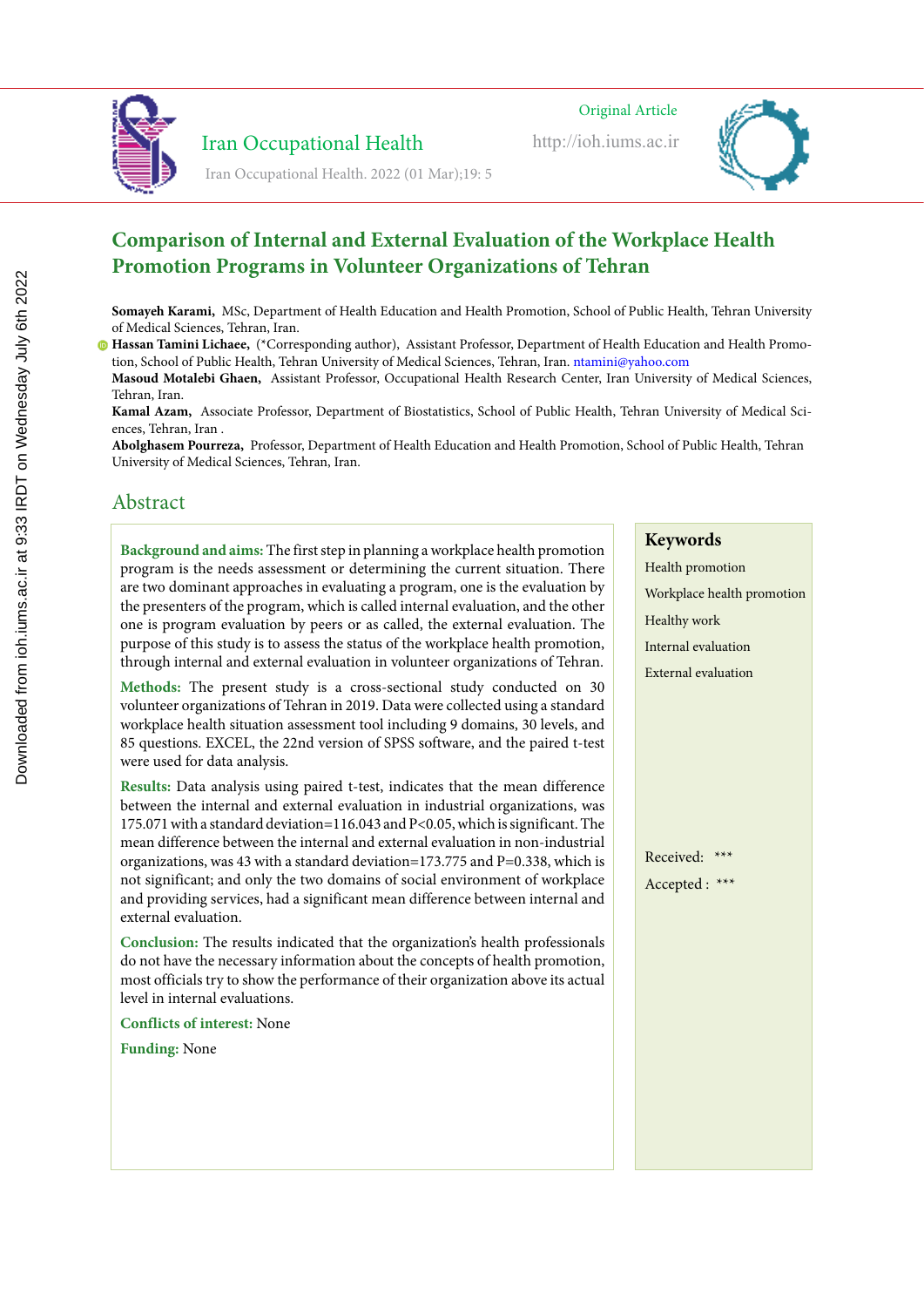Original Article

# Comparison of Internal and External Evaluation of the Workplace Health Promotion Programs in Volunteer Organizations of Tehran

**Somayeh Karami,** MSc, Department of Health Education and Health Promotion, School of Public Health, Tehran University of Medical Sciences, Tehran, Iran.
**Hassan Tamini Lichaee,** (*Corresponding author), Assistant Professor, Department of Health Education and Health Promotion, School of Public Health, Tehran University of Medical Sciences, Tehran, Iran. ntamini@yahoo.com
**Masoud Motalebi Ghaen,** Assistant Professor, Occupational Health Research Center, Iran University of Medical Sciences, Tehran, Iran.
**Kamal Azam,** Associate Professor, Department of Biostatistics, School of Public Health, Tehran University of Medical Sciences, Tehran, Iran .
**Abolghasem Pourreza,** Professor, Department of Health Education and Health Promotion, School of Public Health, Tehran University of Medical Sciences, Tehran, Iran.

## Abstract

**Background and aims:** The first step in planning a workplace health promotion program is the needs assessment or determining the current situation. There are two dominant approaches in evaluating a program, one is the evaluation by the presenters of the program, which is called internal evaluation, and the other one is program evaluation by peers or as called, the external evaluation. The purpose of this study is to assess the status of the workplace health promotion, through internal and external evaluation in volunteer organizations of Tehran.

**Methods:** The present study is a cross-sectional study conducted on 30 volunteer organizations of Tehran in 2019. Data were collected using a standard workplace health situation assessment tool including 9 domains, 30 levels, and 85 questions. EXCEL, the 22nd version of SPSS software, and the paired t-test were used for data analysis.

**Results:** Data analysis using paired t-test, indicates that the mean difference between the internal and external evaluation in industrial organizations, was 175.071 with a standard deviation=116.043 and $P<0.05$, which is significant. The mean difference between the internal and external evaluation in non-industrial organizations, was 43 with a standard deviation=173.775 and $P=0.338$, which is not significant; and only the two domains of social environment of workplace and providing services, had a significant mean difference between internal and external evaluation.

**Conclusion:** The results indicated that the organization's health professionals do not have the necessary information about the concepts of health promotion, most officials try to show the performance of their organization above its actual level in internal evaluations.

**Conflicts of interest:** None

**Funding:** None

### Keywords

Health promotion
Workplace health promotion
Healthy work
Internal evaluation
External evaluation

Received: ***
Accepted : ***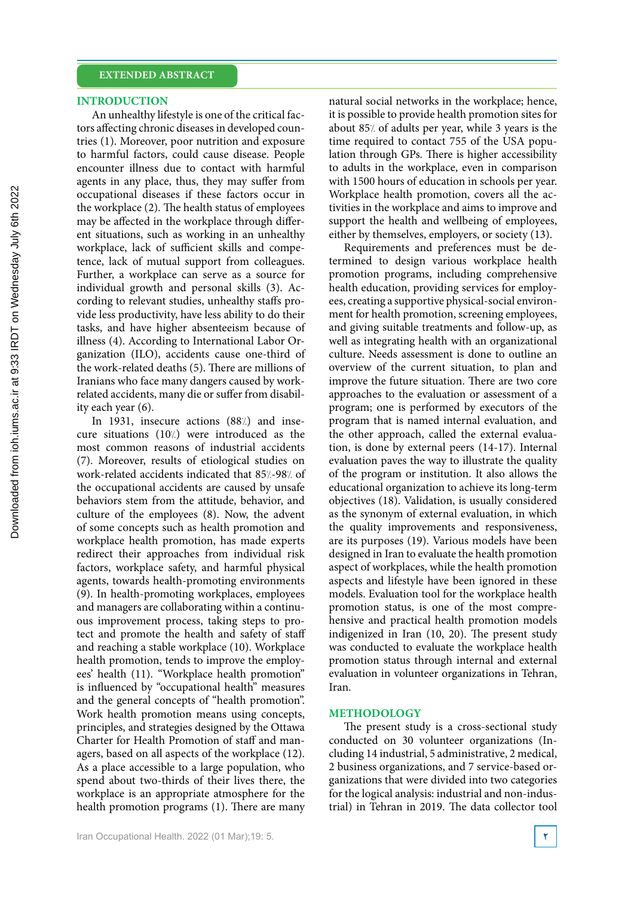## EXTENDED ABSTRACT

### INTRODUCTION

An unhealthy lifestyle is one of the critical factors affecting chronic diseases in developed countries (1). Moreover, poor nutrition and exposure to harmful factors, could cause disease. People encounter illness due to contact with harmful agents in any place, thus, they may suffer from occupational diseases if these factors occur in the workplace (2). The health status of employees may be affected in the workplace through different situations, such as working in an unhealthy workplace, lack of sufficient skills and competence, lack of mutual support from colleagues. Further, a workplace can serve as a source for individual growth and personal skills (3). According to relevant studies, unhealthy staffs provide less productivity, have less ability to do their tasks, and have higher absenteeism because of illness (4). According to International Labor Organization (ILO), accidents cause one-third of the work-related deaths (5). There are millions of Iranians who face many dangers caused by work-related accidents, many die or suffer from disability each year (6).

In 1931, insecure actions (88%) and insecure situations (10%) were introduced as the most common reasons of industrial accidents (7). Moreover, results of etiological studies on work-related accidents indicated that 85%-98% of the occupational accidents are caused by unsafe behaviors stem from the attitude, behavior, and culture of the employees (8). Now, the advent of some concepts such as health promotion and workplace health promotion, has made experts redirect their approaches from individual risk factors, workplace safety, and harmful physical agents, towards health-promoting environments (9). In health-promoting workplaces, employees and managers are collaborating within a continuous improvement process, taking steps to protect and promote the health and safety of staff and reaching a stable workplace (10). Workplace health promotion, tends to improve the employees' health (11). "Workplace health promotion" is influenced by "occupational health" measures and the general concepts of "health promotion". Work health promotion means using concepts, principles, and strategies designed by the Ottawa Charter for Health Promotion of staff and managers, based on all aspects of the workplace (12). As a place accessible to a large population, who spend about two-thirds of their lives there, the workplace is an appropriate atmosphere for the health promotion programs (1). There are many natural social networks in the workplace; hence, it is possible to provide health promotion sites for about 85% of adults per year, while 3 years is the time required to contact 755 of the USA population through GPs. There is higher accessibility to adults in the workplace, even in comparison with 1500 hours of education in schools per year. Workplace health promotion, covers all the activities in the workplace and aims to improve and support the health and wellbeing of employees, either by themselves, employers, or society (13).

Requirements and preferences must be determined to design various workplace health promotion programs, including comprehensive health education, providing services for employees, creating a supportive physical-social environment for health promotion, screening employees, and giving suitable treatments and follow-up, as well as integrating health with an organizational culture. Needs assessment is done to outline an overview of the current situation, to plan and improve the future situation. There are two core approaches to the evaluation or assessment of a program; one is performed by executors of the program that is named internal evaluation, and the other approach, called the external evaluation, is done by external peers (14-17). Internal evaluation paves the way to illustrate the quality of the program or institution. It also allows the educational organization to achieve its long-term objectives (18). Validation, is usually considered as the synonym of external evaluation, in which the quality improvements and responsiveness, are its purposes (19). Various models have been designed in Iran to evaluate the health promotion aspect of workplaces, while the health promotion aspects and lifestyle have been ignored in these models. Evaluation tool for the workplace health promotion status, is one of the most comprehensive and practical health promotion models indigenized in Iran (10, 20). The present study was conducted to evaluate the workplace health promotion status through internal and external evaluation in volunteer organizations in Tehran, Iran.

### METHODOLOGY

The present study is a cross-sectional study conducted on 30 volunteer organizations (Including 14 industrial, 5 administrative, 2 medical, 2 business organizations, and 7 service-based organizations that were divided into two categories for the logical analysis: industrial and non-industrial) in Tehran in 2019. The data collector tool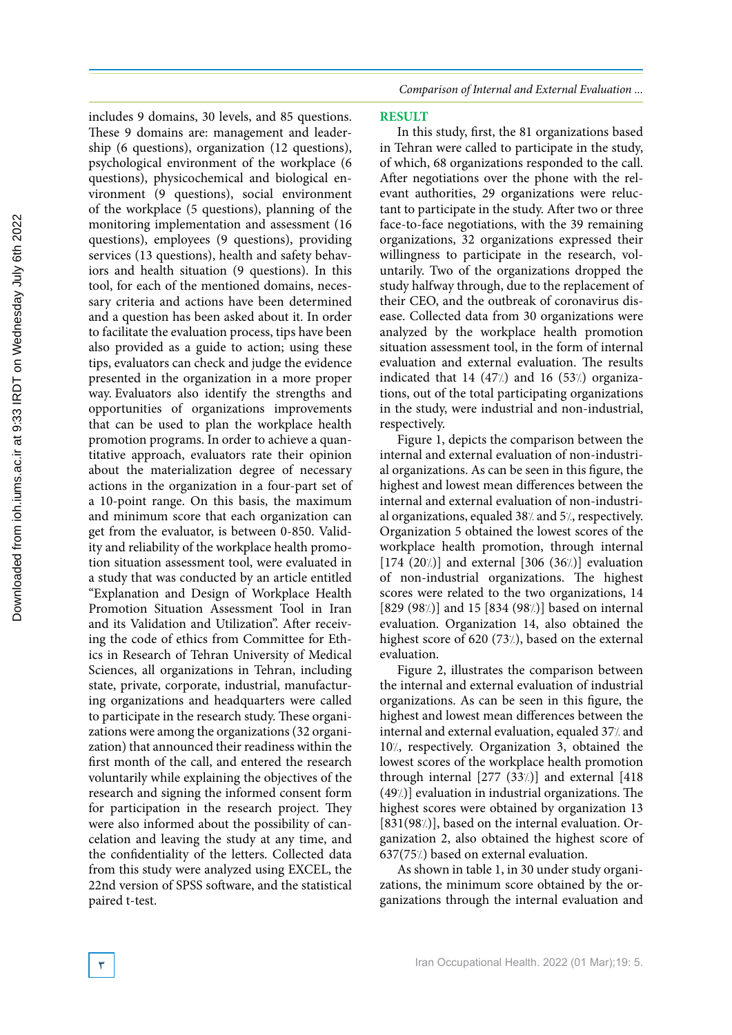includes 9 domains, 30 levels, and 85 questions. These 9 domains are: management and leadership (6 questions), organization (12 questions), psychological environment of the workplace (6 questions), physicochemical and biological environment (9 questions), social environment of the workplace (5 questions), planning of the monitoring implementation and assessment (16 questions), employees (9 questions), providing services (13 questions), health and safety behaviors and health situation (9 questions). In this tool, for each of the mentioned domains, necessary criteria and actions have been determined and a question has been asked about it. In order to facilitate the evaluation process, tips have been also provided as a guide to action; using these tips, evaluators can check and judge the evidence presented in the organization in a more proper way. Evaluators also identify the strengths and opportunities of organizations improvements that can be used to plan the workplace health promotion programs. In order to achieve a quantitative approach, evaluators rate their opinion about the materialization degree of necessary actions in the organization in a four-part set of a 10-point range. On this basis, the maximum and minimum score that each organization can get from the evaluator, is between 0-850. Validity and reliability of the workplace health promotion situation assessment tool, were evaluated in a study that was conducted by an article entitled "Explanation and Design of Workplace Health Promotion Situation Assessment Tool in Iran and its Validation and Utilization". After receiving the code of ethics from Committee for Ethics in Research of Tehran University of Medical Sciences, all organizations in Tehran, including state, private, corporate, industrial, manufacturing organizations and headquarters were called to participate in the research study. These organizations were among the organizations (32 organization) that announced their readiness within the first month of the call, and entered the research voluntarily while explaining the objectives of the research and signing the informed consent form for participation in the research project. They were also informed about the possibility of cancelation and leaving the study at any time, and the confidentiality of the letters. Collected data from this study were analyzed using EXCEL, the 22nd version of SPSS software, and the statistical paired t-test.

## RESULT

In this study, first, the 81 organizations based in Tehran were called to participate in the study, of which, 68 organizations responded to the call. After negotiations over the phone with the relevant authorities, 29 organizations were reluctant to participate in the study. After two or three face-to-face negotiations, with the 39 remaining organizations, 32 organizations expressed their willingness to participate in the research, voluntarily. Two of the organizations dropped the study halfway through, due to the replacement of their CEO, and the outbreak of coronavirus disease. Collected data from 30 organizations were analyzed by the workplace health promotion situation assessment tool, in the form of internal evaluation and external evaluation. The results indicated that 14 (47%) and 16 (53%) organizations, out of the total participating organizations in the study, were industrial and non-industrial, respectively.

Figure 1, depicts the comparison between the internal and external evaluation of non-industrial organizations. As can be seen in this figure, the highest and lowest mean differences between the internal and external evaluation of non-industrial organizations, equaled 38% and 5%, respectively. Organization 5 obtained the lowest scores of the workplace health promotion, through internal [174 (20%)] and external [306 (36%)] evaluation of non-industrial organizations. The highest scores were related to the two organizations, 14 [829 (98%)] and 15 [834 (98%)] based on internal evaluation. Organization 14, also obtained the highest score of 620 (73%), based on the external evaluation.

Figure 2, illustrates the comparison between the internal and external evaluation of industrial organizations. As can be seen in this figure, the highest and lowest mean differences between the internal and external evaluation, equaled 37% and 10%, respectively. Organization 3, obtained the lowest scores of the workplace health promotion through internal [277 (33%)] and external [418 (49%)] evaluation in industrial organizations. The highest scores were obtained by organization 13 [831(98%)], based on the internal evaluation. Organization 2, also obtained the highest score of 637(75%) based on external evaluation.

As shown in table 1, in 30 under study organizations, the minimum score obtained by the organizations through the internal evaluation and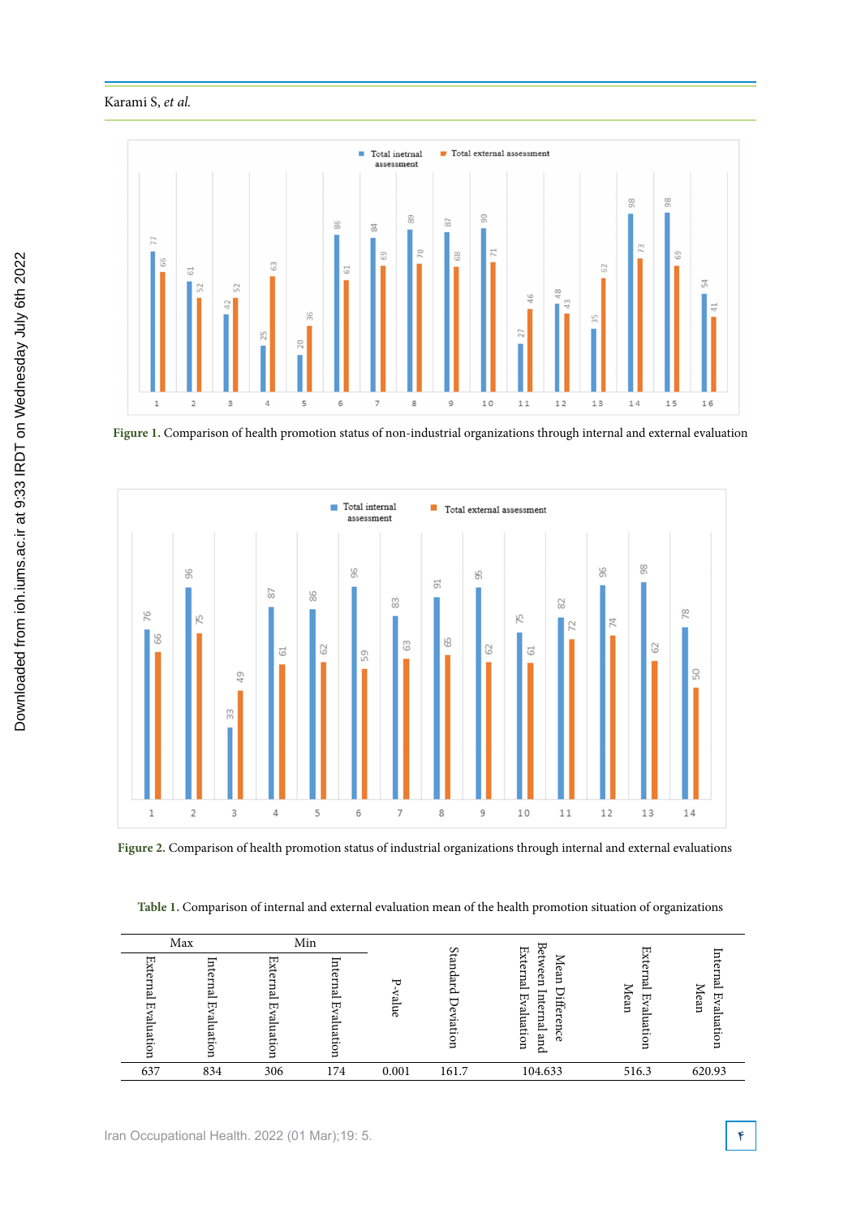Figure 1. Comparison of health promotion status of non-industrial organizations through internal and external evaluation

Figure 2. Comparison of health promotion status of industrial organizations through internal and external evaluations

Table 1. Comparison of internal and external evaluation mean of the health promotion situation of organizations

| Max | | Min | | P-value | Standard Deviation | Mean Difference Between Internal and External Evaluation | External Evaluation Mean | Internal Evaluation Mean |
|---|---|---|---|---|---|---|---|---|
| External Evaluation | Internal Evaluation | External Evaluation | Internal Evaluation | | | | | |
| 637 | 834 | 306 | 174 | 0.001 | 161.7 | 104.633 | 516.3 | 620.93 |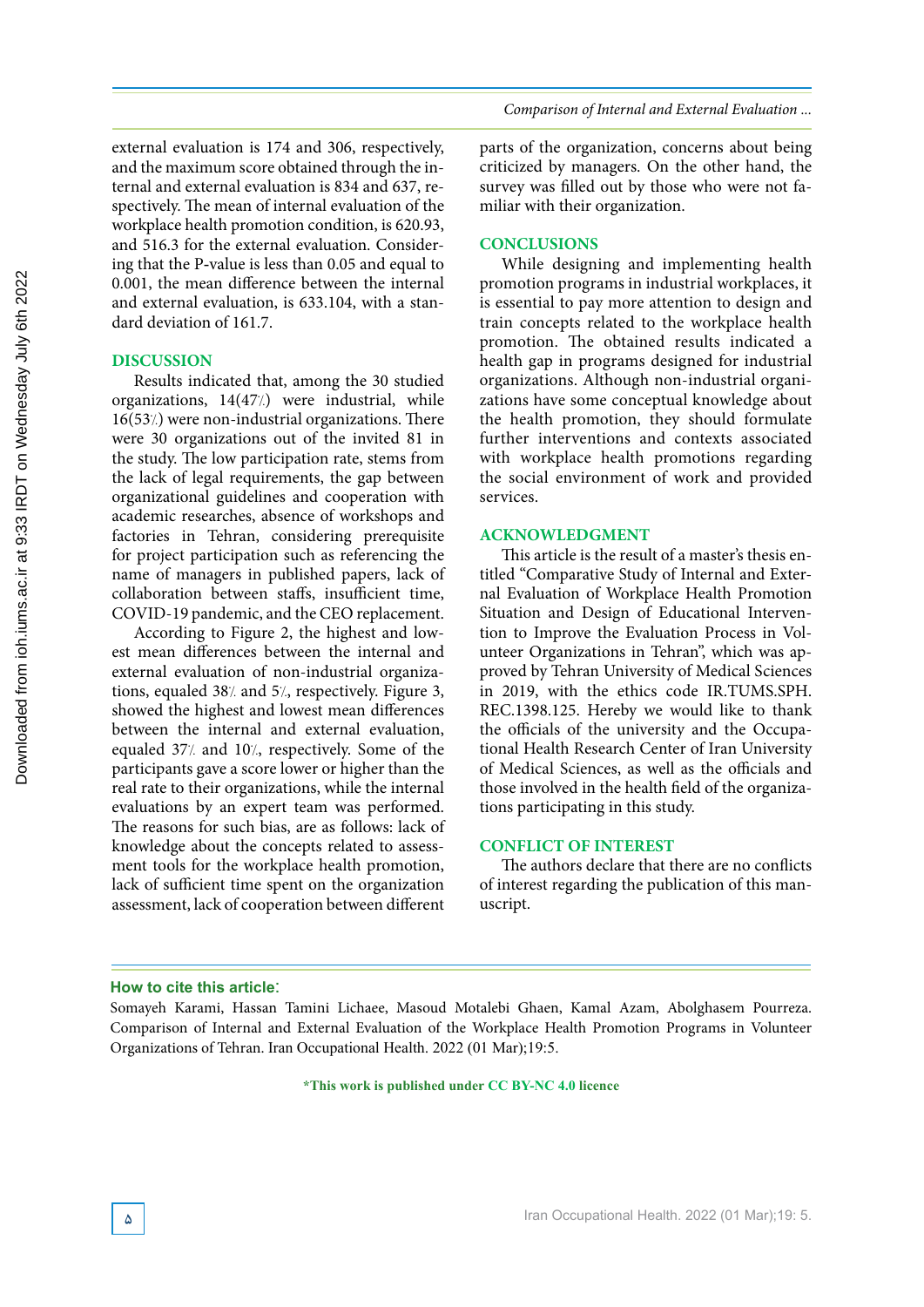external evaluation is 174 and 306, respectively, and the maximum score obtained through the internal and external evaluation is 834 and 637, respectively. The mean of internal evaluation of the workplace health promotion condition, is 620.93, and 516.3 for the external evaluation. Considering that the P-value is less than 0.05 and equal to 0.001, the mean difference between the internal and external evaluation, is 633.104, with a standard deviation of 161.7.

## DISCUSSION

Results indicated that, among the 30 studied organizations, 14(47%) were industrial, while 16(53%) were non-industrial organizations. There were 30 organizations out of the invited 81 in the study. The low participation rate, stems from the lack of legal requirements, the gap between organizational guidelines and cooperation with academic researches, absence of workshops and factories in Tehran, considering prerequisite for project participation such as referencing the name of managers in published papers, lack of collaboration between staffs, insufficient time, COVID-19 pandemic, and the CEO replacement.

According to Figure 2, the highest and lowest mean differences between the internal and external evaluation of non-industrial organizations, equaled 38% and 5%, respectively. Figure 3, showed the highest and lowest mean differences between the internal and external evaluation, equaled 37% and 10%, respectively. Some of the participants gave a score lower or higher than the real rate to their organizations, while the internal evaluations by an expert team was performed. The reasons for such bias, are as follows: lack of knowledge about the concepts related to assessment tools for the workplace health promotion, lack of sufficient time spent on the organization assessment, lack of cooperation between different parts of the organization, concerns about being criticized by managers. On the other hand, the survey was filled out by those who were not familiar with their organization.

## CONCLUSIONS

While designing and implementing health promotion programs in industrial workplaces, it is essential to pay more attention to design and train concepts related to the workplace health promotion. The obtained results indicated a health gap in programs designed for industrial organizations. Although non-industrial organizations have some conceptual knowledge about the health promotion, they should formulate further interventions and contexts associated with workplace health promotions regarding the social environment of work and provided services.

## ACKNOWLEDGMENT

This article is the result of a master's thesis entitled "Comparative Study of Internal and External Evaluation of Workplace Health Promotion Situation and Design of Educational Intervention to Improve the Evaluation Process in Volunteer Organizations in Tehran", which was approved by Tehran University of Medical Sciences in 2019, with the ethics code IR.TUMS.SPH.REC.1398.125. Hereby we would like to thank the officials of the university and the Occupational Health Research Center of Iran University of Medical Sciences, as well as the officials and those involved in the health field of the organizations participating in this study.

## CONFLICT OF INTEREST

The authors declare that there are no conflicts of interest regarding the publication of this manuscript.

**How to cite this article**:

Somayeh Karami, Hassan Tamini Lichaee, Masoud Motalebi Ghaen, Kamal Azam, Abolghasem Pourreza. Comparison of Internal and External Evaluation of the Workplace Health Promotion Programs in Volunteer Organizations of Tehran. Iran Occupational Health. 2022 (01 Mar);19:5.

**\*This work is published under CC BY-NC 4.0 licence**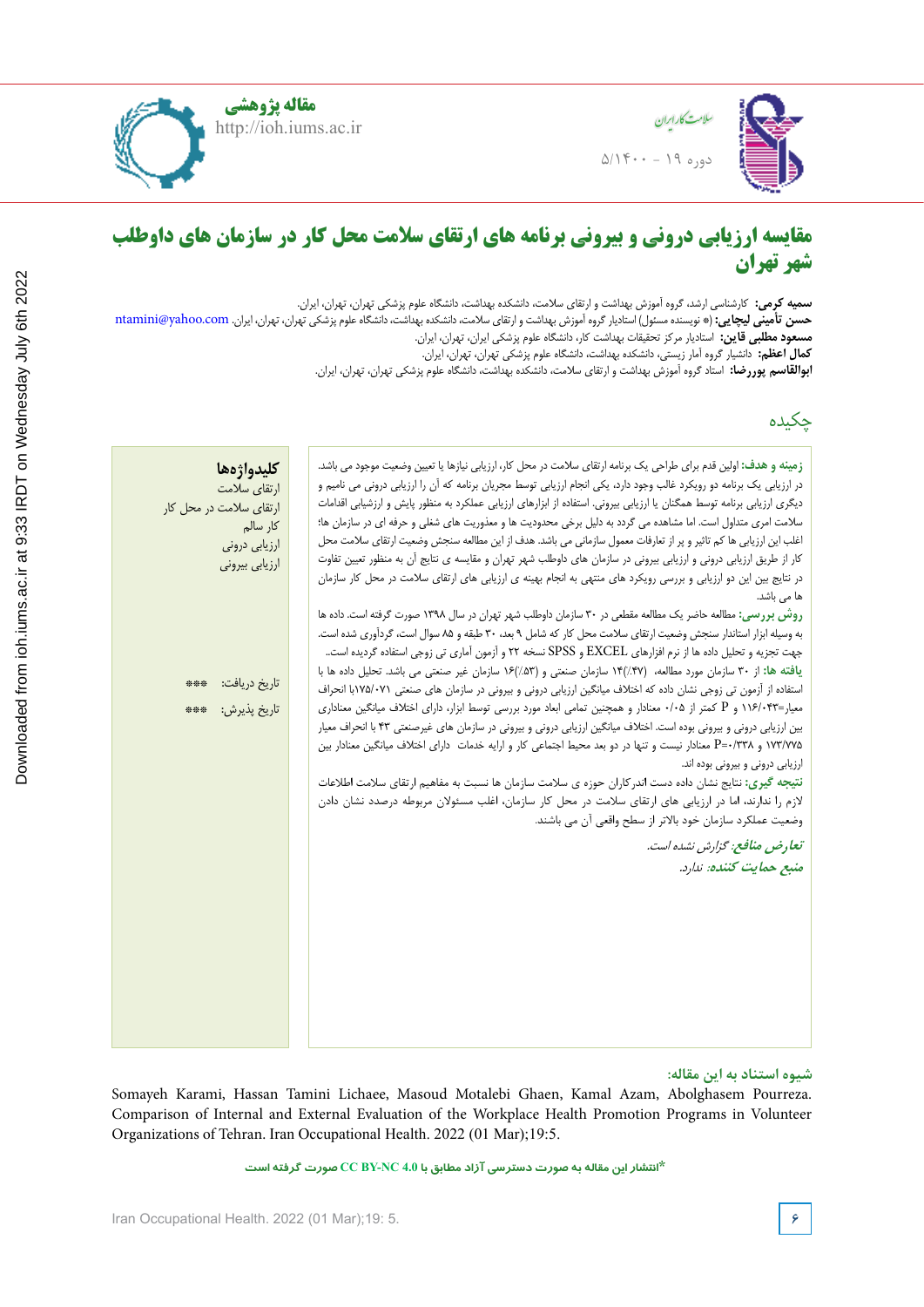مقاله پژوهشی

# مقایسه ارزیابی درونی و بیرونی برنامه های ارتقای سلامت محل کار در سازمان های داوطلب شهر تهران

**سمیه کرمی:** کارشناسی ارشد، گروه آموزش بهداشت و ارتقای سلامت، دانشکده بهداشت، دانشگاه علوم پزشکی تهران، تهران، ایران.
**حسن تأمینی لیچایی:** (* نویسنده مسئول) استادیار گروه آموزش بهداشت و ارتقای سلامت، دانشکده بهداشت، دانشگاه علوم پزشکی تهران، تهران، ایران. ntamini@yahoo.com
**مسعود مطلبی قاین:** استادیار مرکز تحقیقات بهداشت کار، دانشگاه علوم پزشکی ایران، تهران، ایران.
**کمال اعظم:** دانشیار گروه آمار زیستی، دانشکده بهداشت، دانشگاه علوم پزشکی تهران، تهران، ایران.
**ابوالقاسم پوررضا:** استاد گروه آموزش بهداشت و ارتقای سلامت، دانشکده بهداشت، دانشگاه علوم پزشکی تهران، تهران، ایران.

## چکیده

**زمینه و هدف:** اولین قدم برای طراحی یک برنامه ارتقای سلامت در محل کار، ارزیابی نیازها یا تعیین وضعیت موجود می باشد. در ارزیابی یک برنامه دو رویکرد غالب وجود دارد، یکی انجام ارزیابی توسط مجریان برنامه که آن را ارزیابی درونی می نامیم و دیگری ارزیابی برنامه توسط همگنان یا ارزیابی بیرونی. استفاده از ابزارهای ارزیابی عملکرد به منظور پایش و ارزشیابی اقدامات سلامت امری متداول است. اما مشاهده می گردد به دلیل برخی محدودیت ها و معذوریت های شغلی و حرفه ای در سازمان ها؛ اغلب این ارزیابی ها کم تاثیر و پر از تعارفات معمول سازمانی می باشد. هدف از این مطالعه سنجش وضعیت ارتقای سلامت محل کار از طریق ارزیابی درونی و ارزیابی بیرونی در سازمان های داوطلب شهر تهران و مقایسه ی نتایج آن به منظور تعیین تفاوت در نتایج بین این دو ارزیابی و بررسی رویکرد های منتهی به انجام بهینه ی ارزیابی های ارتقای سلامت در محل کار سازمان ها می باشد.

**روش بررسی:** مطالعه حاضر یک مطالعه مقطعی در ۳۰ سازمان داوطلب شهر تهران در سال ۱۳۹۸ صورت گرفته است. داده ها به وسیله ابزار استاندار سنجش وضعیت ارتقای سلامت محل کار که شامل ۹ بعد، ۳۰ طبقه و ۸۵ سوال است، گردآوری شده است. جهت تجزیه و تحلیل داده ها از نرم افزارهای EXCEL و SPSS نسخه ۲۲ و آزمون آماری تی زوجی استفاده گردیده است..

**یافته ها:** از ۳۰ سازمان مورد مطالعه، ۱۴(۴۷٪) سازمان صنعتی و ۱۶(۵۳٪) سازمان غیر صنعتی می باشد. تحلیل داده ها با استفاده از آزمون تی زوجی نشان داده که اختلاف میانگین ارزیابی درونی و بیرونی در سازمان های صنعتی ۱۷۵/۰۷۱با انحراف معیار=۱۱۶/۰۴۳ و P کمتر از ۰/۰۵ معنادار و همچنین تمامی ابعاد مورد بررسی توسط ابزار، دارای اختلاف میانگین معناداری بین ارزیابی درونی و بیرونی بوده است. اختلاف میانگین ارزیابی درونی و بیرونی در سازمان های غیرصنعتی ۴۳ با انحراف معیار ۱۷۳/۷۷۵ و P=۰/۳۳۸ معنادار نیست و تنها در دو بعد محیط اجتماعی کار و ارایه خدمات دارای اختلاف میانگین معنادار بین ارزیابی درونی و بیرونی بوده اند.

**نتیجه گیری:** نتایج نشان داده دست اندرکاران حوزه ی سلامت سازمان ها نسبت به مفاهیم ارتقای سلامت اطلاعات لازم را ندارند، اما در ارزیابی های ارتقای سلامت در محل کار سازمان، اغلب مسئولان مربوطه درصدد نشان دادن وضعیت عملکرد سازمان خود بالاتر از سطح واقعی آن می باشند.

*تعارض منافع: گزارش نشده است.*
*منبع حمایت کننده: ندارد.*

**کلیدواژه‌ها**
ارتقای سلامت
ارتقای سلامت در محل کار
کار سالم
ارزیابی درونی
ارزیابی بیرونی

تاریخ دریافت: ***
تاریخ پذیرش: ***

**شیوه استناد به این مقاله:**

Somayeh Karami, Hassan Tamini Lichaee, Masoud Motalebi Ghaen, Kamal Azam, Abolghasem Pourreza. Comparison of Internal and External Evaluation of the Workplace Health Promotion Programs in Volunteer Organizations of Tehran. Iran Occupational Health. 2022 (01 Mar);19:5.

*انتشار این مقاله به صورت دسترسی آزاد مطابق با CC BY-NC 4.0 صورت گرفته است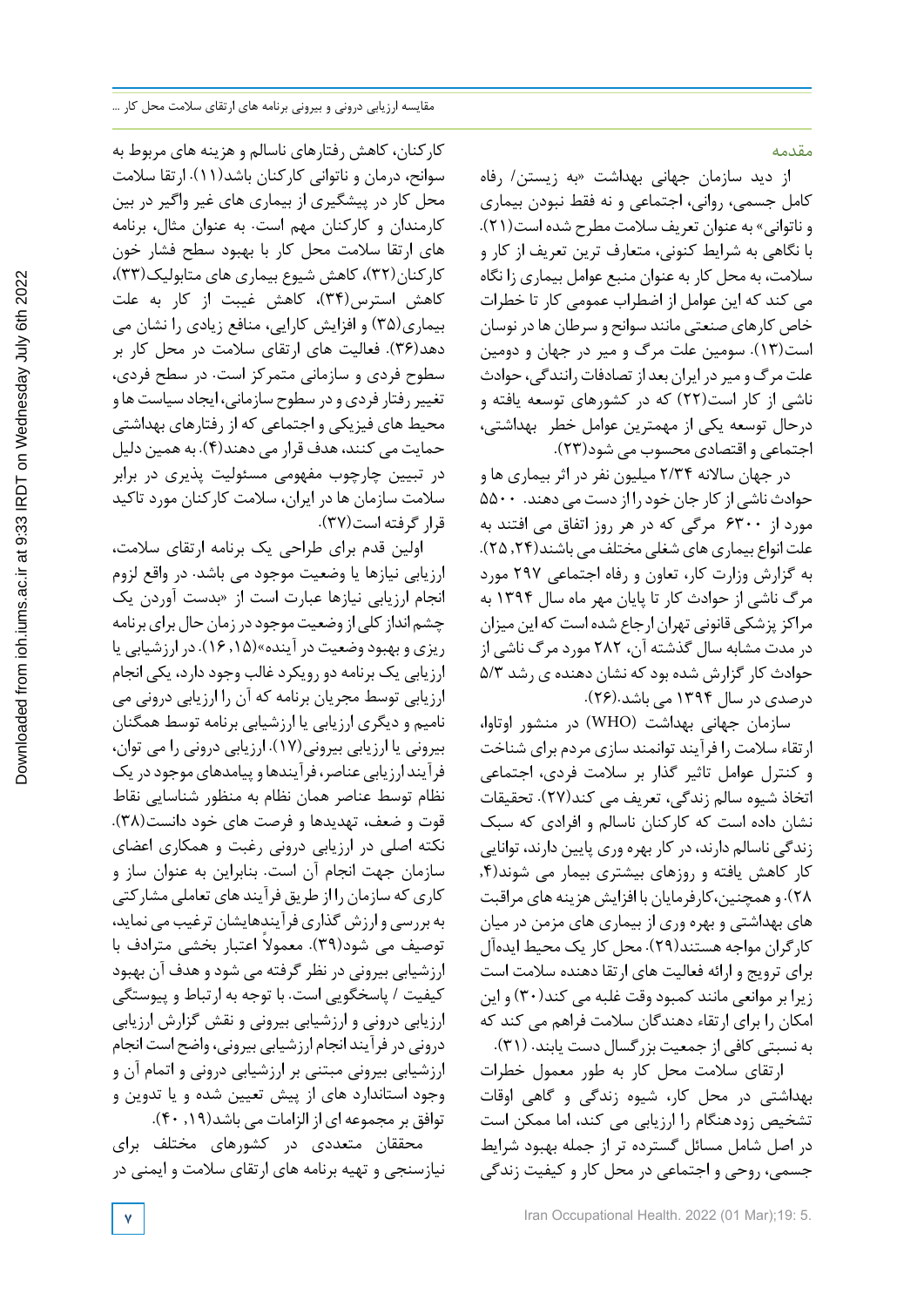## مقدمه

از دید سازمان جهانی بهداشت «به زیستن/ رفاه کامل جسمی، روانی، اجتماعی و نه فقط نبودن بیماری و ناتوانی» به عنوان تعریف سلامت مطرح شده است(۲۱). با نگاهی به شرایط کنونی، متعارف ترین تعریف از کار و سلامت، به محل کار به عنوان منبع عوامل بیماری زا نگاه می کند که این عوامل از اضطراب عمومی کار تا خطرات خاص کارهای صنعتی مانند سوانح و سرطان ها در نوسان است(۱۳). سومین علت مرگ و میر در جهان و دومین علت مرگ و میر در ایران بعد از تصادفات رانندگی، حوادث ناشی از کار است(۲۲) که در کشورهای توسعه یافته و درحال توسعه یکی از مهمترین عوامل خطر بهداشتی، اجتماعی و اقتصادی محسوب می شود(۲۳).

در جهان سالانه ۲/۳۴ میلیون نفر در اثر بیماری ها و حوادث ناشی از کار جان خود را از دست می دهند. ۵۵۰۰ مورد از ۶۳۰۰ مرگی که در هر روز اتفاق می افتند به علت انواع بیماری های شغلی مختلف می باشند(۲۴،۲۵). به گزارش وزارت کار، تعاون و رفاه اجتماعی ۲۹۷ مورد مرگ ناشی از حوادث کار تا پایان مهر ماه سال ۱۳۹۴ به مراکز پزشکی قانونی تهران ارجاع شده است که این میزان در مدت مشابه سال گذشته آن، ۲۸۲ مورد مرگ ناشی از حوادث کار گزارش شده بود که نشان دهنده ی رشد ۵/۳ درصدی در سال ۱۳۹۴ می باشد.(۲۶).

سازمان جهانی بهداشت (WHO) در منشور اوتاوا، ارتقاء سلامت را فرآیند توانمند سازی مردم برای شناخت و کنترل عوامل تاثیر گذار بر سلامت فردی، اجتماعی اتخاذ شیوه سالم زندگی، تعریف می کند(۲۷). تحقیقات نشان داده است که کارکنان ناسالم و افرادی که سبک زندگی ناسالم دارند، در کار بهره وری پایین دارند، توانایی کار کاهش یافته و روزهای بیشتری بیمار می شوند(۴، ۲۸). و همچنین،کارفرمایان با افزایش هزینه های مراقبت های بهداشتی و بهره وری از بیماری های مزمن در میان کارگران مواجه هستند(۲۹). محل کار یک محیط ایده‌آل برای ترویج و ارائه فعالیت های ارتقا دهنده سلامت است زیرا بر موانعی مانند کمبود وقت غلبه می کند(۳۰) و این امکان را برای ارتقاء دهندگان سلامت فراهم می کند که به نسبتی کافی از جمعیت بزرگسال دست یابند. (۳۱).

ارتقای سلامت محل کار به طور معمول خطرات بهداشتی در محل کار، شیوه زندگی و گاهی اوقات تشخیص زودهنگام را ارزیابی می کند، اما ممکن است در اصل شامل مسائل گسترده تر از جمله بهبود شرایط جسمی، روحی و اجتماعی در محل کار و کیفیت زندگی کارکنان، کاهش رفتارهای ناسالم و هزینه های مربوط به سوانح، درمان و ناتوانی کارکنان باشد(۱۱). ارتقا سلامت محل کار در پیشگیری از بیماری های غیر واگیر در بین کارمندان و کارکنان مهم است. به عنوان مثال، برنامه های ارتقا سلامت محل کار با بهبود سطح فشار خون کارکنان(۳۲)، کاهش شیوع بیماری های متابولیک(۳۳)، کاهش استرس(۳۴)، کاهش غیبت از کار به علت بیماری(۳۵) و افزایش کارایی، منافع زیادی را نشان می دهد(۳۶). فعالیت های ارتقای سلامت در محل کار بر سطوح فردی و سازمانی متمرکز است. در سطح فردی، تغییر رفتار فردی و در سطوح سازمانی، ایجاد سیاست ها و محیط های فیزیکی و اجتماعی که از رفتارهای بهداشتی حمایت می کنند، هدف قرار می دهند(۴). به همین دلیل در تبیین چارچوب مفهومی مسئولیت پذیری در برابر سلامت سازمان ها در ایران، سلامت کارکنان مورد تاکید قرار گرفته است(۳۷).

اولین قدم برای طراحی یک برنامه ارتقای سلامت، ارزیابی نیازها یا وضعیت موجود می باشد. در واقع لزوم انجام ارزیابی نیازها عبارت است از «بدست آوردن یک چشم انداز کلی از وضعیت موجود در زمان حال برای برنامه ریزی و بهبود وضعیت در آینده»(۱۵،۱۶). در ارزشیابی یا ارزیابی یک برنامه دو رویکرد غالب وجود دارد، یکی انجام ارزیابی توسط مجریان برنامه که آن را ارزیابی درونی می نامیم و دیگری ارزیابی یا ارزشیابی برنامه توسط همگنان بیرونی یا ارزیابی بیرونی(۱۷). ارزیابی درونی را می توان، فرآیند ارزیابی عناصر، فرآیندها و پیامدهای موجود در یک نظام توسط عناصر همان نظام به منظور شناسایی نقاط قوت و ضعف، تهدیدها و فرصت های خود دانست(۳۸). نکته اصلی در ارزیابی درونی رغبت و همکاری اعضای سازمان جهت انجام آن است. بنابراین به عنوان ساز و کاری که سازمان را از طریق فرآیند های تعاملی مشارکتی به بررسی و ارزش گذاری فرآیندهایشان ترغیب می نماید، توصیف می شود(۳۹). معمولاً اعتبار بخشی مترادف با ارزشیابی بیرونی در نظر گرفته می شود و هدف آن بهبود کیفیت / پاسخگویی است. با توجه به ارتباط و پیوستگی ارزیابی درونی و ارزشیابی بیرونی و نقش گزارش ارزیابی درونی در فرآیند انجام ارزشیابی بیرونی، واضح است انجام ارزشیابی بیرونی مبتنی بر ارزشیابی درونی و اتمام آن و وجود استاندارد های از پیش تعیین شده و یا تدوین و توافق بر مجموعه ای از الزامات می باشد(۱۹، ۴۰).

محققان متعددی در کشورهای مختلف برای نیازسنجی و تهیه برنامه های ارتقای سلامت و ایمنی در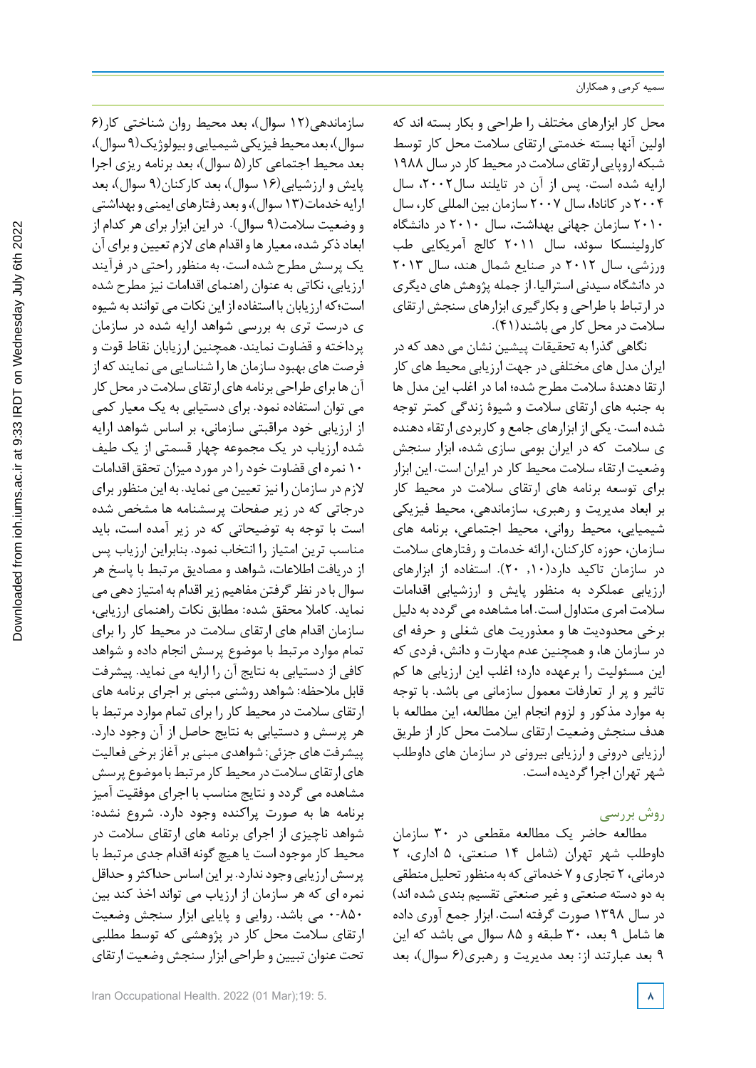محل کار ابزارهای مختلف را طراحی و بکار بسته اند که اولین آنها بسته خدمتی ارتقای سلامت محل کار توسط شبکه اروپایی ارتقای سلامت در محیط کار در سال ۱۹۸۸ ارایه شده است. پس از آن در تایلند سال۲۰۰۲، سال ۲۰۰۴ در کانادا، سال ۲۰۰۷ سازمان بین المللی کار، سال ۲۰۱۰ سازمان جهانی بهداشت، سال ۲۰۱۰ در دانشگاه کارولینسکا سوئد، سال ۲۰۱۱ کالج آمریکایی طب ورزشی، سال ۲۰۱۲ در صنایع شمال هند، سال ۲۰۱۳ در دانشگاه سیدنی استرالیا. از جمله پژوهش های دیگری در ارتباط با طراحی و بکارگیری ابزارهای سنجش ارتقای سلامت در محل کار می باشند(۴۱).

نگاهی گذرا به تحقیقات پیشین نشان می دهد که در ایران مدل های مختلفی در جهت ارزیابی محیط های کار ارتقا دهندۀ سلامت مطرح شده؛ اما در اغلب این مدل ها به جنبه های ارتقای سلامت و شیوۀ زندگی کمتر توجه شده است. یکی از ابزارهای جامع و کاربردی ارتقاء دهنده ی سلامت که در ایران بومی سازی شده، ابزار سنجش وضعیت ارتقاء سلامت محیط کار در ایران است. این ابزار برای توسعه برنامه های ارتقای سلامت در محیط کار بر ابعاد مدیریت و رهبری، سازماندهی، محیط فیزیکی شیمیایی، محیط روانی، محیط اجتماعی، برنامه های سازمان، حوزه کارکنان، ارائه خدمات و رفتارهای سلامت در سازمان تاکید دارد(۱۰, ۲۰). استفاده از ابزارهای ارزیابی عملکرد به منظور پایش و ارزشیابی اقدامات سلامت امری متداول است. اما مشاهده می گردد به دلیل برخی محدودیت ها و معذوریت های شغلی و حرفه ای در سازمان ها، و همچنین عدم مهارت و دانش، فردی که این مسئولیت را برعهده دارد؛ اغلب این ارزیابی ها کم تاثیر و پر از تعارفات معمول سازمانی می باشد. با توجه به موارد مذکور و لزوم انجام این مطالعه، این مطالعه با هدف سنجش وضعیت ارتقای سلامت محل کار از طریق ارزیابی درونی و ارزیابی بیرونی در سازمان های داوطلب شهر تهران اجرا گردیده است.

## روش بررسی

مطالعه حاضر یک مطالعه مقطعی در ۳۰ سازمان داوطلب شهر تهران (شامل ۱۴ صنعتی، ۵ اداری، ۲ درمانی، ۲ تجاری و ۷ خدماتی که به منظور تحلیل منطقی به دو دسته صنعتی و غیر صنعتی تقسیم بندی شده اند) در سال ۱۳۹۸ صورت گرفته است. ابزار جمع آوری داده ها شامل ۹ بعد، ۳۰ طبقه و ۸۵ سوال می باشد که این ۹ بعد عبارتند از: بعد مدیریت و رهبری(۶ سوال)، بعد سازماندهی(۱۲ سوال)، بعد محیط روان شناختی کار(۶ سوال)، بعد محیط فیزیکی شیمیایی و بیولوژیک(۹ سوال)، بعد محیط اجتماعی کار(۵ سوال)، بعد برنامه ریزی اجرا پایش و ارزشیابی(۱۶ سوال)، بعد کارکنان(۹ سوال)، بعد ارایه خدمات(۱۳ سوال)، و بعد رفتارهای ایمنی و بهداشتی و وضعیت سلامت(۹ سوال). در این ابزار برای هر کدام از ابعاد ذکر شده، معیار ها و اقدام های لازم تعیین و برای آن یک پرسش مطرح شده است. به منظور راحتی در فرآیند ارزیابی، نکاتی به عنوان راهنمای اقدامات نیز مطرح شده است؛که ارزیابان با استفاده از این نکات می توانند به شیوه ی درست تری به بررسی شواهد ارایه شده در سازمان پرداخته و قضاوت نمایند. همچنین ارزیابان نقاط قوت و فرصت های بهبود سازمان ها را شناسایی می نمایند که از آن ها برای طراحی برنامه های ارتقای سلامت در محل کار می توان استفاده نمود. برای دستیابی به یک معیار کمی از ارزیابی خود مراقبتی سازمانی، بر اساس شواهد ارایه شده ارزیاب در یک مجموعه چهار قسمتی از یک طیف ۱۰ نمره ای قضاوت خود را در مورد میزان تحقق اقدامات لازم در سازمان را نیز تعیین می نماید. به این منظور برای درجاتی که در زیر صفحات پرسشنامه ها مشخص شده است با توجه به توضیحاتی که در زیر آمده است، باید مناسب ترین امتیاز را انتخاب نمود. بنابراین ارزیاب پس از دریافت اطلاعات، شواهد و مصادیق مرتبط با پاسخ هر سوال با در نظر گرفتن مفاهیم زیر اقدام به امتیاز دهی می نماید. کاملا محقق شده: مطابق نکات راهنمای ارزیابی، سازمان اقدام های ارتقای سلامت در محیط کار را برای تمام موارد مرتبط با موضوع پرسش انجام داده و شواهد کافی از دستیابی به نتایج آن را ارایه می نماید. پیشرفت قابل ملاحظه: شواهد روشنی مبنی بر اجرای برنامه های ارتقای سلامت در محیط کار را برای تمام موارد مرتبط با هر پرسش و دستیابی به نتایج حاصل از آن وجود دارد. پیشرفت های جزئی: شواهدی مبنی بر آغاز برخی فعالیت های ارتقای سلامت در محیط کار مرتبط با موضوع پرسش مشاهده می گردد و نتایج مناسب با اجرای موفقیت آمیز برنامه ها به صورت پراکنده وجود دارد. شروع نشده: شواهد ناچیزی از اجرای برنامه های ارتقای سلامت در محیط کار موجود است یا هیچ گونه اقدام جدی مرتبط با پرسش ارزیابی وجود ندارد. بر این اساس حداکثر و حداقل نمره ای که هر سازمان از ارزیاب می تواند اخذ کند بین ۰-۸۵۰ می باشد. روایی و پایایی ابزار سنجش وضعیت ارتقای سلامت محل کار در پژوهشی که توسط مطلبی تحت عنوان تبیین و طراحی ابزار سنجش وضعیت ارتقای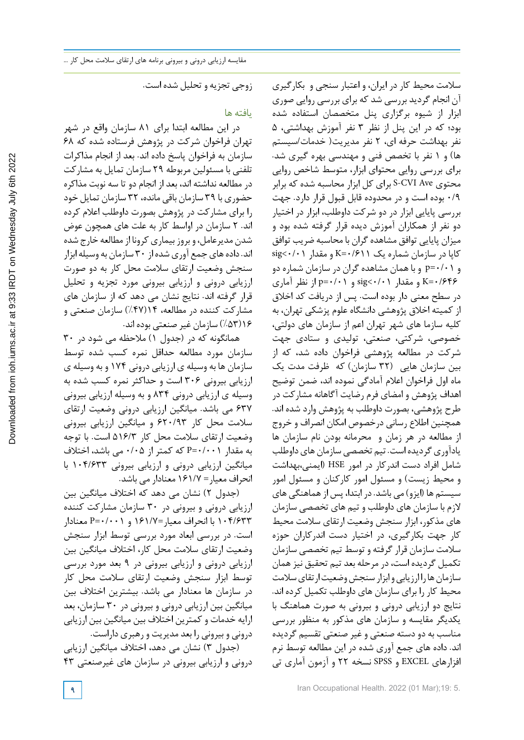سلامت محیط کار در ایران، و اعتبار سنجی و بکارگیری آن انجام گردید بررسی شد که برای بررسی روایی صوری ابزار از شیوه برگزاری پنل متخصصان استفاده شده بود؛ که در این پنل از نظر ۳ نفر آموزش بهداشتی، ۵ نفر بهداشت حرفه ای، ۲ نفر مدیریت( خدمات/سیستم ها) و ۱ نفر با تخصص فنی و مهندسی بهره گیری شد. برای بررسی روایی محتوای ابزار، متوسط شاخص روایی محتوی S-CVI Ave برای کل ابزار محاسبه شده که برابر ۰/۹ بوده است و در محدوده قابل قبول قرار دارد. جهت بررسی پایایی ابزار در دو شرکت داوطلب، ابزار در اختیار دو نفر از همکاران آموزش دیده قرار گرفته شده بود و میزان پایایی توافق مشاهده گران با محاسبه ضریب توافق کاپا در سازمان شماره یک K=۰/۶۱۱ و مقدار sig<۰/۰۱ و p=۰/۰۱ و با همان مشاهده گران در سازمان شماره دو K=۰/۶۴۶ و مقدار sig<۰/۰۱ و p=۰/۰۱ از نظر آماری در سطح معنی دار بوده است. پس از دریافت کد اخلاق از کمیته اخلاق پژوهشی دانشگاه علوم پزشکی تهران، به کلیه سازما های شهر تهران اعم از سازمان های دولتی، خصوصی، شرکتی، صنعتی، تولیدی و ستادی جهت شرکت در مطالعه پژوهشی فراخوان داده شد، که از بین سازمان هایی (۳۲ سازمان) که ظرفت مدت یک ماه اول فراخوان اعلام آمادگی نموده اند، ضمن توضیح اهداف پژوهش و امضای فرم رضایت آگاهانه مشارکت در طرح پژوهشی، بصورت داوطلب به پژوهش وارد شده اند. همچنین اطلاع رسانی درخصوص امکان انصراف و خروج از مطالعه در هر زمان و محرمانه بودن نام سازمان ها یادآوری گردیده است. تیم تخصصی سازمان های داوطلب شامل افراد دست اندرکار در امور HSE (ایمنی،بهداشت و محیط زیست) و مسئول امور کارکنان و مسئول امور سیستم ها (ایزو) می باشد. در ابتدا، پس از هماهنگی های لازم با سازمان های داوطلب و تیم های تخصصی سازمان های مذکور، ابزار سنجش وضعیت ارتقای سلامت محیط کار جهت بکارگیری، در اختیار دست اندرکاران حوزه سلامت سازمان قرار گرفته و توسط تیم تخصصی سازمان تکمیل گردیده است، در مرحله بعد تیم تحقیق نیز همان سازمان ها را ارزیابی و ابزار سنجش وضعیت ارتقای سلامت محیط کار را برای سازمان های داوطلب تکمیل کرده اند. نتایج دو ارزیابی درونی و بیرونی به صورت هماهنگ با یکدیگر مقایسه و سازمان های مذکور به منظور بررسی مناسب به دو دسته صنعتی و غیر صنعتی تقسیم گردیده اند. داده های جمع آوری شده در این مطالعه توسط نرم افزارهای EXCEL و SPSS نسخه ۲۲ و آزمون آماری تی زوجی تجزیه و تحلیل شده است.

## یافته ها

در این مطالعه ابتدا برای ۸۱ سازمان واقع در شهر تهران فراخوان شرکت در پژوهش فرستاده شده که ۶۸ سازمان به فراخوان پاسخ داده اند. بعد از انجام مذاکرات تلفنی با مسئولین مربوطه ۲۹ سازمان تمایل به مشارکت در مطالعه نداشته اند، بعد از انجام دو تا سه نوبت مذاکره حضوری با ۳۹ سازمان باقی مانده، ۳۲ سازمان تمایل خود را برای مشارکت در پژوهش بصورت داوطلب اعلام کرده اند. ۲ سازمان در اواسط کار به علت های همچون عوض شدن مدیرعامل، و بروز بیماری کرونا از مطالعه خارج شده اند. داده های جمع آوری شده از ۳۰ سازمان به وسیله ابزار سنجش وضعیت ارتقای سلامت محل کار به دو صورت ارزیابی درونی و ارزیابی بیرونی مورد تجزیه و تحلیل قرار گرفته اند. نتایج نشان می دهد که از سازمان های مشارکت کننده در مطالعه، ۱۴(۴۷٪) سازمان صنعتی و ۱۶(۵۳٪) سازمان غیر صنعتی بوده اند.

همانگونه که در (جدول ۱) ملاحظه می شود در ۳۰ سازمان مورد مطالعه حداقل نمره کسب شده توسط سازمان ها به وسیله ی ارزیابی درونی ۱۷۴ و به وسیله ی ارزیابی بیرونی ۳۰۶ است و حداکثر نمره کسب شده به وسیله ی ارزیابی درونی ۸۳۴ و به وسیله ارزیابی بیرونی ۶۳۷ می باشد. میانگین ارزیابی درونی وضعیت ارتقای سلامت محل کار ۶۲۰/۹۳ و میانگین ارزیابی بیرونی وضعیت ارتقای سلامت محل کار ۵۱۶/۳ است. با توجه به مقدار P=۰/۰۰۱ که کمتر از ۰/۰۵ می باشد، اختلاف میانگین ارزیابی درونی و ارزیابی بیرونی ۱۰۴/۶۳۳ با انحراف معیار= ۱۶۱/۷ معنادار می باشد.

(جدول ۲) نشان می دهد که اختلاف میانگین بین ارزیابی درونی و بیرونی در ۳۰ سازمان مشارکت کننده ۱۰۴/۶۳۳ با انحراف معیار=۱۶۱/۷ و P=۰/۰۰۱ معنادار است. در بررسی ابعاد مورد بررسی توسط ابزار سنجش وضعیت ارتقای سلامت محل کار، اختلاف میانگین بین ارزیابی درونی و ارزیابی بیرونی در ۹ بعد مورد بررسی توسط ابزار سنجش وضعیت ارتقای سلامت محل کار در سازمان ها معنادار می باشد. بیشترین اختلاف بین میانگین بین ارزیابی درونی و بیرونی در ۳۰ سازمان، بعد ارایه خدمات و کمترین اختلاف بین میانگین بین ارزیابی درونی و بیرونی را بعد مدیریت و رهبری داراست.

(جدول ۳) نشان می دهد، اختلاف میانگین ارزیابی درونی و ارزیابی بیرونی در سازمان های غیرصنعتی ۴۳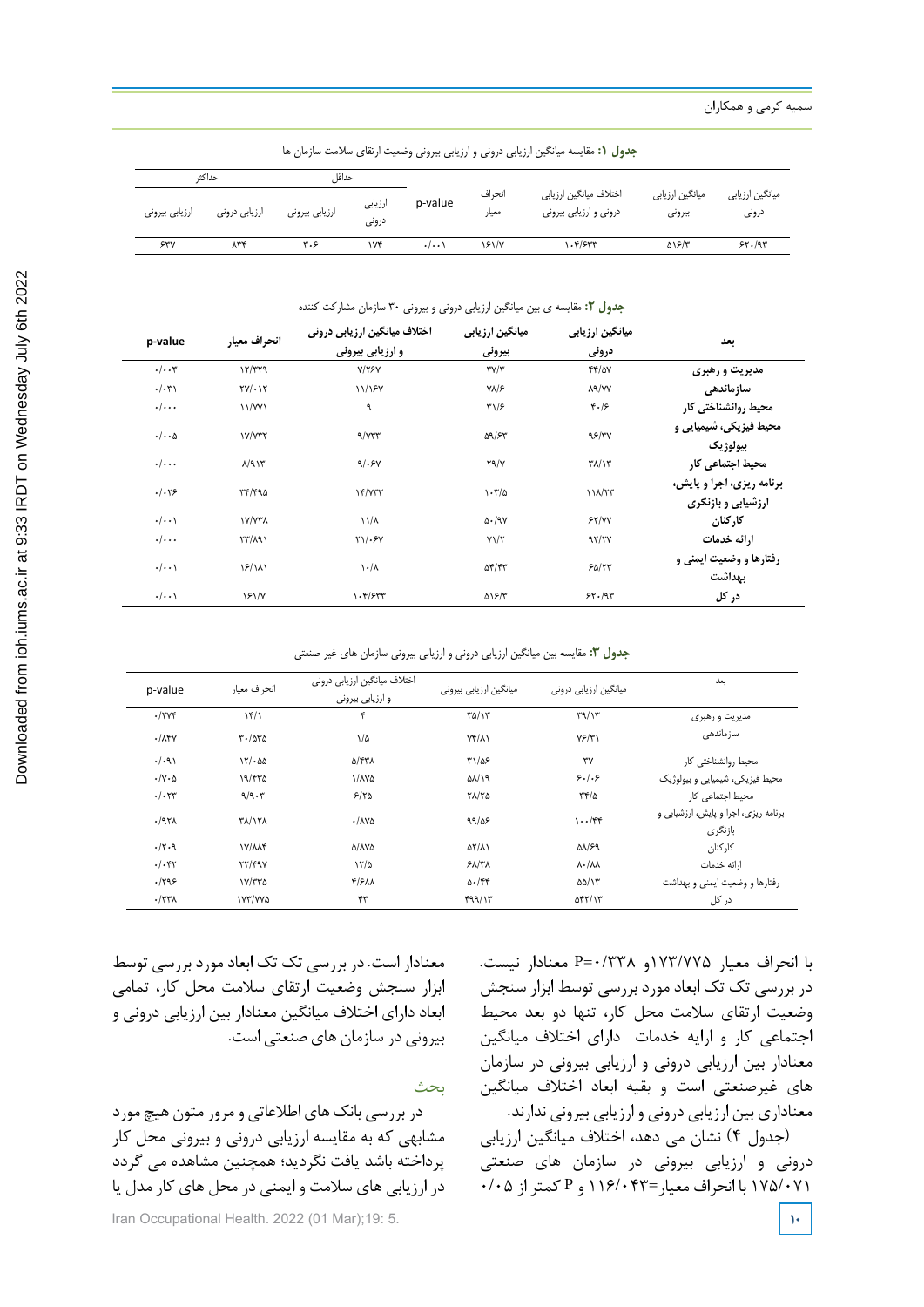**جدول ۱:** مقایسه میانگین ارزیابی درونی و ارزیابی بیرونی وضعیت ارتقای سلامت سازمان ها

| میانگین ارزیابی درونی | میانگین ارزیابی بیرونی | اختلاف میانگین ارزیابی درونی و ارزیابی بیرونی | انحراف معیار | p-value | حداقل | | حداکثر | |
|---|---|---|---|---|---|---|---|---|
| | | | | | ارزیابی درونی | ارزیابی بیرونی | ارزیابی درونی | ارزیابی بیرونی |
| ۶۲۰/۹۳ | ۵۱۶/۳ | ۱۰۴/۶۳۳ | ۱۶۱/۷ | ۰/۰۰۱ | ۱۷۴ | ۳۰۶ | ۸۳۴ | ۶۳۷ |

**جدول ۲:** مقایسه ی بین میانگین ارزیابی درونی و بیرونی ۳۰ سازمان مشارکت کننده

| بعد | میانگین ارزیابی درونی | میانگین ارزیابی بیرونی | اختلاف میانگین ارزیابی درونی و ارزیابی بیرونی | انحراف معیار | p-value |
|---|---|---|---|---|---|
| **مدیریت و رهبری** | ۴۴/۵۷ | ۳۷/۳ | ۷/۲۶۷ | ۱۲/۳۲۹ | ۰/۰۰۳ |
| **سازماندهی** | ۸۹/۷۷ | ۷۸/۶ | ۱۱/۱۶۷ | ۲۷/۰۱۲ | ۰/۰۳۱ |
| **محیط روانشناختی کار** | ۴۰/۶ | ۳۱/۶ | ۹ | ۱۱/۷۷۱ | ۰/۰۰۰ |
| **محیط فیزیکی، شیمیایی و بیولوژیک** | ۹۶/۳۷ | ۵۹/۶۳ | ۹/۷۳۳ | ۱۷/۷۳۲ | ۰/۰۰۵ |
| **محیط اجتماعی کار** | ۳۸/۱۳ | ۲۹/۷ | ۹/۰۶۷ | ۸/۹۱۳ | ۰/۰۰۰ |
| **برنامه ریزی، اجرا و پایش، ارزشیابی و بازنگری** | ۱۱۸/۲۳ | ۱۰۳/۵ | ۱۴/۷۳۳ | ۳۴/۴۹۵ | ۰/۰۲۶ |
| **کارکنان** | ۶۲/۷۷ | ۵۰/۹۷ | ۱۱/۸ | ۱۷/۷۳۸ | ۰/۰۰۱ |
| **ارائه خدمات** | ۹۲/۲۷ | ۷۱/۲ | ۲۱/۰۶۷ | ۲۳/۸۹۱ | ۰/۰۰۰ |
| **رفتارها و وضعیت ایمنی و بهداشت** | ۶۵/۲۳ | ۵۴/۴۳ | ۱۰/۸ | ۱۶/۱۸۱ | ۰/۰۰۱ |
| **در کل** | ۶۲۰/۹۳ | ۵۱۶/۳ | ۱۰۴/۶۳۳ | ۱۶۱/۷ | ۰/۰۰۱ |

**جدول ۳:** مقایسه بین میانگین ارزیابی درونی و ارزیابی بیرونی سازمان های غیر صنعتی

| بعد | میانگین ارزیابی درونی | میانگین ارزیابی بیرونی | اختلاف میانگین ارزیابی درونی و ارزیابی بیرونی | انحراف معیار | p-value |
|---|---|---|---|---|---|
| مدیریت و رهبری | ۳۹/۱۳ | ۳۵/۱۳ | ۴ | ۱۴/۱ | ۰/۲۷۴ |
| سازماندهی | ۷۶/۳۱ | ۷۴/۸۱ | ۱/۵ | ۳۰/۵۳۵ | ۰/۸۴۷ |
| محیط روانشناختی کار | ۳۷ | ۳۱/۵۶ | ۵/۴۳۸ | ۱۲/۰۵۵ | ۰/۰۹۱ |
| محیط فیزیکی، شیمیایی و بیولوژیک | ۶۰/۰۶ | ۵۸/۱۹ | ۱/۸۷۵ | ۱۹/۴۳۵ | ۰/۷۰۵ |
| محیط اجتماعی کار | ۳۴/۵ | ۲۸/۲۵ | ۶/۲۵ | ۹/۹۰۳ | ۰/۰۲۳ |
| برنامه ریزی، اجرا و پایش، ارزشیابی و بازنگری | ۱۰۰/۴۴ | ۹۹/۵۶ | ۰/۸۷۵ | ۳۸/۱۲۸ | ۰/۹۲۸ |
| کارکنان | ۵۸/۶۹ | ۵۲/۸۱ | ۵/۸۷۵ | ۱۷/۸۸۴ | ۰/۲۰۹ |
| ارائه خدمات | ۸۰/۸۸ | ۶۸/۳۸ | ۱۲/۵ | ۲۲/۴۹۷ | ۰/۰۴۲ |
| رفتارها و وضعیت ایمنی و بهداشت | ۵۵/۱۳ | ۵۰/۴۴ | ۴/۶۸۸ | ۱۷/۳۳۵ | ۰/۲۹۶ |
| در کل | ۵۴۲/۱۳ | ۴۹۹/۱۳ | ۴۳ | ۱۷۳/۷۷۵ | ۰/۳۳۸ |

با انحراف معیار ۱۷۳/۷۷۵و P=۰/۳۳۸ معنادار نیست. در بررسی تک تک ابعاد مورد بررسی توسط ابزار سنجش وضعیت ارتقای سلامت محل کار، تنها دو بعد محیط اجتماعی کار و ارایه خدمات دارای اختلاف میانگین معنادار بین ارزیابی درونی و ارزیابی بیرونی در سازمان های غیرصنعتی است و بقیه ابعاد اختلاف میانگین معناداری بین ارزیابی درونی و ارزیابی بیرونی ندارند.

(جدول ۴) نشان می دهد، اختلاف میانگین ارزیابی درونی و ارزیابی بیرونی در سازمان های صنعتی ۱۷۵/۰۷۱ با انحراف معیار=۱۱۶/۰۴۳ و P کمتر از ۰/۰۵ معنادار است. در بررسی تک تک ابعاد مورد بررسی توسط ابزار سنجش وضعیت ارتقای سلامت محل کار، تمامی ابعاد دارای اختلاف میانگین معنادار بین ارزیابی درونی و بیرونی در سازمان های صنعتی است.

## بحث

در بررسی بانک های اطلاعاتی و مرور متون هیچ مورد مشابهی که به مقایسه ارزیابی درونی و بیرونی محل کار پرداخته باشد یافت نگردید؛ همچنین مشاهده می گردد در ارزیابی های سلامت و ایمنی در محل های کار مدل یا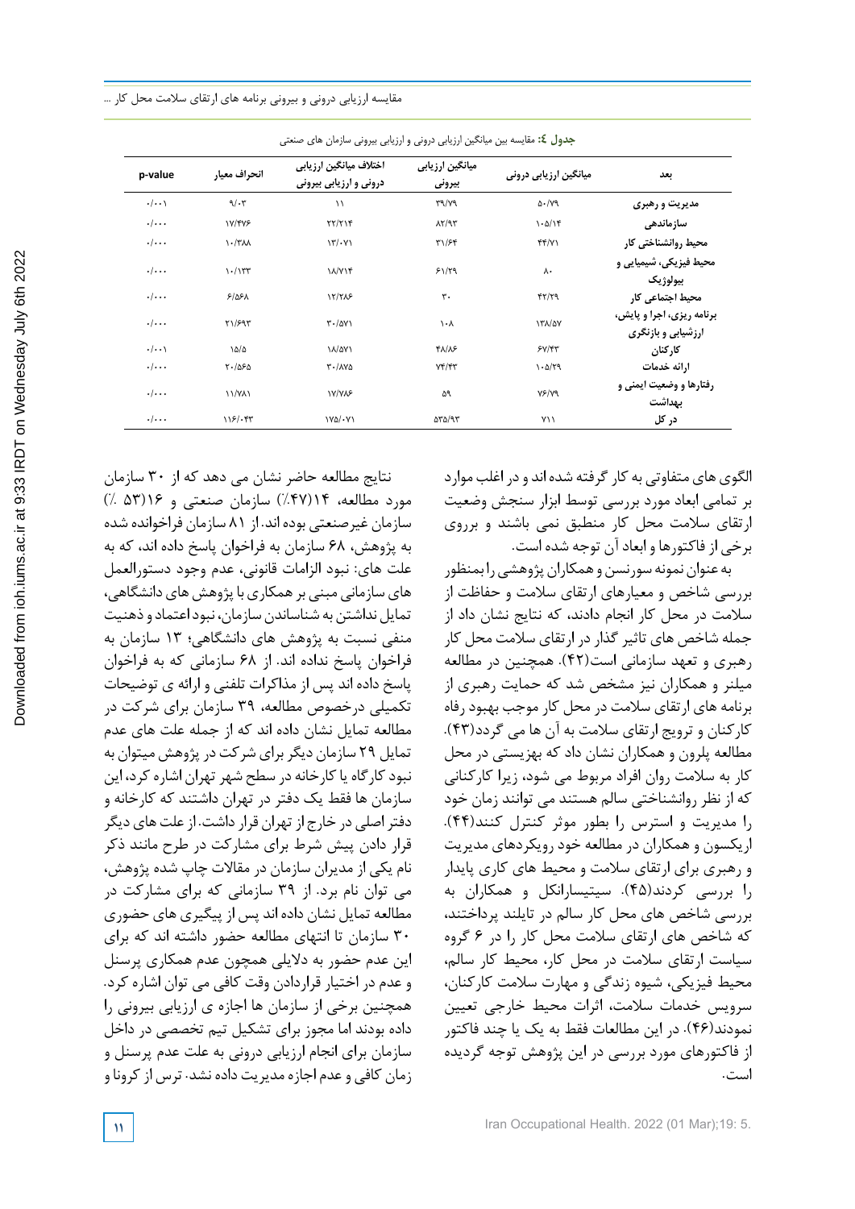**جدول ٤:** مقایسه بین میانگین ارزیابی درونی و ارزیابی بیرونی سازمان های صنعتی

| بعد | میانگین ارزیابی درونی | میانگین ارزیابی بیرونی | اختلاف میانگین ارزیابی درونی و ارزیابی بیرونی | انحراف معیار | p-value |
|---|---|---|---|---|---|
| مدیریت و رهبری | ۵۰/۷۹ | ۳۹/۷۹ | ۱۱ | ۹/۰۳ | ۰/۰۰۱ |
| سازماندهی | ۱۰۵/۱۴ | ۸۲/۹۳ | ۲۲/۲۱۴ | ۱۷/۴۷۶ | ۰/۰۰۰ |
| محیط روانشناختی کار | ۴۴/۷۱ | ۳۱/۶۴ | ۱۳/۰۷۱ | ۱۰/۳۸۸ | ۰/۰۰۰ |
| محیط فیزیکی، شیمیایی و بیولوژیک | ۸۰ | ۶۱/۲۹ | ۱۸/۷۱۴ | ۱۰/۱۳۳ | ۰/۰۰۰ |
| محیط اجتماعی کار | ۴۲/۲۹ | ۳۰ | ۱۲/۲۸۶ | ۶/۵۶۸ | ۰/۰۰۰ |
| برنامه ریزی، اجرا و پایش، ارزشیابی و بازنگری | ۱۳۸/۵۷ | ۱۰۸ | ۳۰/۵۷۱ | ۲۱/۶۹۳ | ۰/۰۰۰ |
| کارکنان | ۶۷/۴۳ | ۴۸/۸۶ | ۱۸/۵۷۱ | ۱۵/۵ | ۰/۰۰۱ |
| ارائه خدمات | ۱۰۵/۲۹ | ۷۴/۴۳ | ۳۰/۸۷۵ | ۲۰/۵۶۵ | ۰/۰۰۰ |
| رفتارها و وضعیت ایمنی و بهداشت | ۷۶/۷۹ | ۵۹ | ۱۷/۷۸۶ | ۱۱/۷۸۱ | ۰/۰۰۰ |
| در کل | ۷۱۱ | ۵۳۵/۹۳ | ۱۷۵/۰۷۱ | ۱۱۶/۰۴۳ | ۰/۰۰۰ |

الگوی های متفاوتی به کار گرفته شده اند و در اغلب موارد بر تمامی ابعاد مورد بررسی توسط ابزار سنجش وضعیت ارتقای سلامت محل کار منطبق نمی باشند و برروی برخی از فاکتورها و ابعاد آن توجه شده است.

به عنوان نمونه سورنسن و همکاران پژوهشی را بمنظور بررسی شاخص و معیارهای ارتقای سلامت و حفاظت از سلامت در محل کار انجام دادند، که نتایج نشان داد از جمله شاخص های تاثیر گذار در ارتقای سلامت محل کار رهبری و تعهد سازمانی است(۴۲). همچنین در مطالعه میلنر و همکاران نیز مشخص شد که حمایت رهبری از برنامه های ارتقای سلامت در محل کار موجب بهبود رفاه کارکنان و ترویج ارتقای سلامت به آن ها می گردد(۴۳). مطالعه پلرون و همکاران نشان داد که بهزیستی در محل کار به سلامت روان افراد مربوط می شود، زیرا کارکنانی که از نظر روانشناختی سالم هستند می توانند زمان خود را مدیریت و استرس را بطور موثر کنترل کنند(۴۴). اریکسون و همکاران در مطالعه خود رویکردهای مدیریت و رهبری برای ارتقای سلامت و محیط های کاری پایدار را بررسی کردند(۴۵). سیتیسارانکل و همکاران به بررسی شاخص های محل کار سالم در تایلند پرداختند، که شاخص های ارتقای سلامت محل کار را در ۶ گروه سیاست ارتقای سلامت در محل کار، محیط کار سالم، محیط فیزیکی، شیوه زندگی و مهارت سلامت کارکنان، سرویس خدمات سلامت، اثرات محیط خارجی تعیین نمودند(۴۶). در این مطالعات فقط به یک یا چند فاکتور از فاکتورهای مورد بررسی در این پژوهش توجه گردیده است.

نتایج مطالعه حاضر نشان می دهد که از ۳۰ سازمان مورد مطالعه، ۱۴(۴۷٪) سازمان صنعتی و ۱۶(۵۳ ٪) سازمان غیرصنعتی بوده اند. از ۸۱ سازمان فراخوانده شده به پژوهش، ۶۸ سازمان به فراخوان پاسخ داده اند، که به علت های: نبود الزامات قانونی، عدم وجود دستورالعمل های سازمانی مبنی بر همکاری با پژوهش های دانشگاهی، تمایل نداشتن به شناساندن سازمان، نبود اعتماد و ذهنیت منفی نسبت به پژوهش های دانشگاهی؛ ۱۳ سازمان به فراخوان پاسخ نداده اند. از ۶۸ سازمانی که به فراخوان پاسخ داده اند پس از مذاکرات تلفنی و ارائه ی توضیحات تکمیلی درخصوص مطالعه، ۳۹ سازمان برای شرکت در مطالعه تمایل نشان داده اند که از جمله علت های عدم تمایل ۲۹ سازمان دیگر برای شرکت در پژوهش میتوان به نبود کارگاه یا کارخانه در سطح شهر تهران اشاره کرد، این سازمان ها فقط یک دفتر در تهران داشتند که کارخانه و دفتر اصلی در خارج از تهران قرار داشت. از علت های دیگر قرار دادن پیش شرط برای مشارکت در طرح مانند ذکر نام یکی از مدیران سازمان در مقالات چاپ شده پژوهش، می توان نام برد. از ۳۹ سازمانی که برای مشارکت در مطالعه تمایل نشان داده اند پس از پیگیری های حضوری ۳۰ سازمان تا انتهای مطالعه حضور داشته اند که برای این عدم حضور به دلایلی همچون عدم همکاری پرسنل و عدم در اختیار قراردادن وقت کافی می توان اشاره کرد. همچنین برخی از سازمان ها اجازه ی ارزیابی بیرونی را داده بودند اما مجوز برای تشکیل تیم تخصصی در داخل سازمان برای انجام ارزیابی درونی به علت عدم پرسنل و زمان کافی و عدم اجازه مدیریت داده نشد. ترس از کرونا و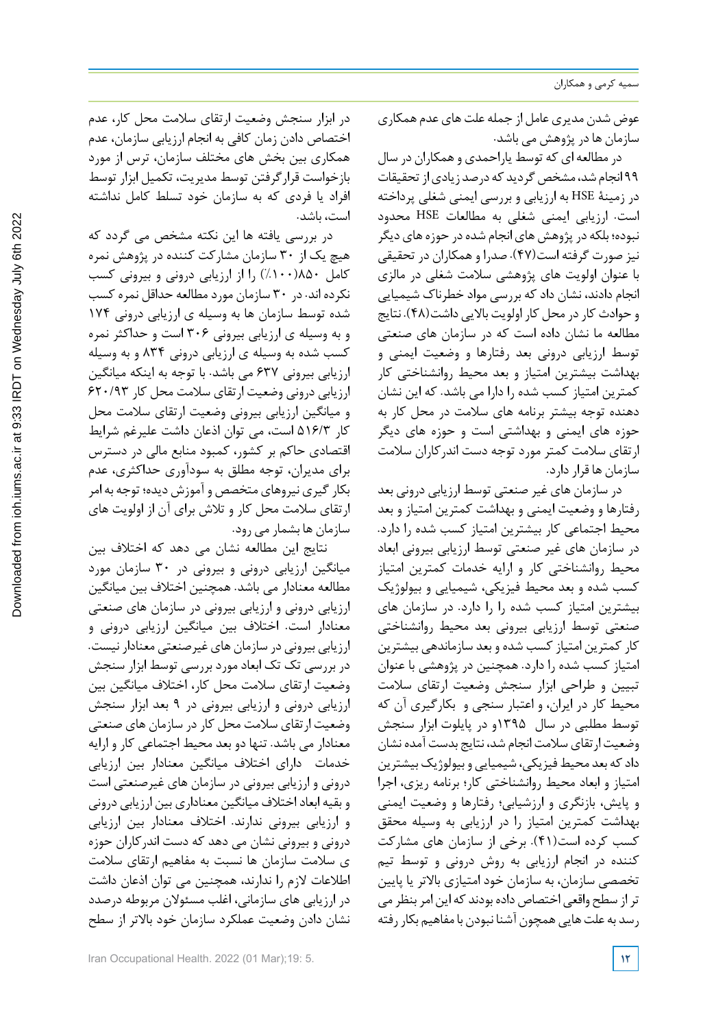عوض شدن مدیری عامل از جمله علت های عدم همکاری سازمان ها در پژوهش می باشد.

در مطالعه ای که توسط یاراحمدی و همکاران در سال ۹۹ انجام شد، مشخص گردید که درصد زیادی از تحقیقات در زمینهٔ HSE به ارزیابی و بررسی ایمنی شغلی پرداخته است. ارزیابی ایمنی شغلی به مطالعات HSE محدود نبوده؛ بلکه در پژوهش های انجام شده در حوزه های دیگر نیز صورت گرفته است(۴۷). صدرا و همکاران در تحقیقی با عنوان اولویت های پژوهشی سلامت شغلی در مالزی انجام دادند، نشان داد که بررسی مواد خطرناک شیمیایی و حوادث کار در محل کار اولویت بالایی داشت(۴۸). نتایج مطالعه ما نشان داده است که در سازمان های صنعتی توسط ارزیابی درونی بعد رفتارها و وضعیت ایمنی و بهداشت بیشترین امتیاز و بعد محیط روانشناختی کار کمترین امتیاز کسب شده را دارا می باشد. که این نشان دهنده توجه بیشتر برنامه های سلامت در محل کار به حوزه های ایمنی و بهداشتی است و حوزه های دیگر ارتقای سلامت کمتر مورد توجه دست اندرکاران سلامت سازمان ها قرار دارد.

در سازمان های غیر صنعتی توسط ارزیابی درونی بعد رفتارها و وضعیت ایمنی و بهداشت کمترین امتیاز و بعد محیط اجتماعی کار بیشترین امتیاز کسب شده را دارد. در سازمان های غیر صنعتی توسط ارزیابی بیرونی ابعاد محیط روانشناختی کار و ارایه خدمات کمترین امتیاز کسب شده و بعد محیط فیزیکی، شیمیایی و بیولوژیک بیشترین امتیاز کسب شده را دارد. در سازمان های صنعتی توسط ارزیابی بیرونی بعد محیط روانشناختی کار کمترین امتیاز کسب شده و بعد سازماندهی بیشترین امتیاز کسب شده را دارد. همچنین در پژوهشی با عنوان تبیین و طراحی ابزار سنجش وضعیت ارتقای سلامت محیط کار در ایران، و اعتبار سنجی و بکارگیری آن که توسط مطلبی در سال ۱۳۹۵و در پایلوت ابزار سنجش وضعیت ارتقای سلامت انجام شد، نتایج بدست آمده نشان داد که بعد محیط فیزیکی، شیمیایی و بیولوژیک بیشترین امتیاز و ابعاد محیط روانشناختی کار؛ برنامه ریزی، اجرا و پایش، بازنگری و ارزشیابی؛ رفتارها و وضعیت ایمنی بهداشت کمترین امتیاز را در ارزیابی به وسیله محقق کسب کرده است(۴۱). برخی از سازمان های مشارکت کننده در انجام ارزیابی به روش درونی و توسط تیم تخصصی سازمان، به سازمان خود امتیازی بالاتر یا پایین تر از سطح واقعی اختصاص داده بودند که این امر بنظر می رسد به علت هایی همچون آشنا نبودن با مفاهیم بکار رفته در ابزار سنجش وضعیت ارتقای سلامت محل کار، عدم اختصاص دادن زمان کافی به انجام ارزیابی سازمان، عدم همکاری بین بخش های مختلف سازمان، ترس از مورد بازخواست قرارگرفتن توسط مدیریت، تکمیل ابزار توسط افراد یا فردی که به سازمان خود تسلط کامل نداشته است، باشد.

در بررسی یافته ها این نکته مشخص می گردد که هیچ یک از ۳۰ سازمان مشارکت کننده در پژوهش نمره کامل ۸۵۰(۱۰۰٪) را از ارزیابی درونی و بیرونی کسب نکرده اند. در ۳۰ سازمان مورد مطالعه حداقل نمره کسب شده توسط سازمان ها به وسیله ی ارزیابی درونی ۱۷۴ و به وسیله ی ارزیابی بیرونی ۳۰۶ است و حداکثر نمره کسب شده به وسیله ی ارزیابی درونی ۸۳۴ و به وسیله ارزیابی بیرونی ۶۳۷ می باشد. با توجه به اینکه میانگین ارزیابی درونی وضعیت ارتقای سلامت محل کار ۶۲۰/۹۳ و میانگین ارزیابی بیرونی وضعیت ارتقای سلامت محل کار ۵۱۶/۳ است، می توان اذعان داشت علیرغم شرایط اقتصادی حاکم بر کشور، کمبود منابع مالی در دسترس برای مدیران، توجه مطلق به سودآوری حداکثری، عدم بکار گیری نیروهای متخصص و آموزش دیده؛ توجه به امر ارتقای سلامت محل کار و تلاش برای آن از اولویت های سازمان ها بشمار می رود.

نتایج این مطالعه نشان می دهد که اختلاف بین میانگین ارزیابی درونی و بیرونی در ۳۰ سازمان مورد مطالعه معنادار می باشد. همچنین اختلاف بین میانگین ارزیابی درونی و ارزیابی بیرونی در سازمان های صنعتی معنادار است. اختلاف بین میانگین ارزیابی درونی و ارزیابی بیرونی در سازمان های غیرصنعتی معنادار نیست. در بررسی تک تک ابعاد مورد بررسی توسط ابزار سنجش وضعیت ارتقای سلامت محل کار، اختلاف میانگین بین ارزیابی درونی و ارزیابی بیرونی در ۹ بعد ابزار سنجش وضعیت ارتقای سلامت محل کار در سازمان های صنعتی معنادار می باشد. تنها دو بعد محیط اجتماعی کار و ارایه خدمات دارای اختلاف میانگین معنادار بین ارزیابی درونی و ارزیابی بیرونی در سازمان های غیرصنعتی است و بقیه ابعاد اختلاف میانگین معناداری بین ارزیابی درونی و ارزیابی بیرونی ندارند. اختلاف معنادار بین ارزیابی درونی و بیرونی نشان می دهد که دست اندرکاران حوزه ی سلامت سازمان ها نسبت به مفاهیم ارتقای سلامت اطلاعات لازم را ندارند، همچنین می توان اذعان داشت در ارزیابی های سازمانی، اغلب مسئولان مربوطه درصدد نشان دادن وضعیت عملکرد سازمان خود بالاتر از سطح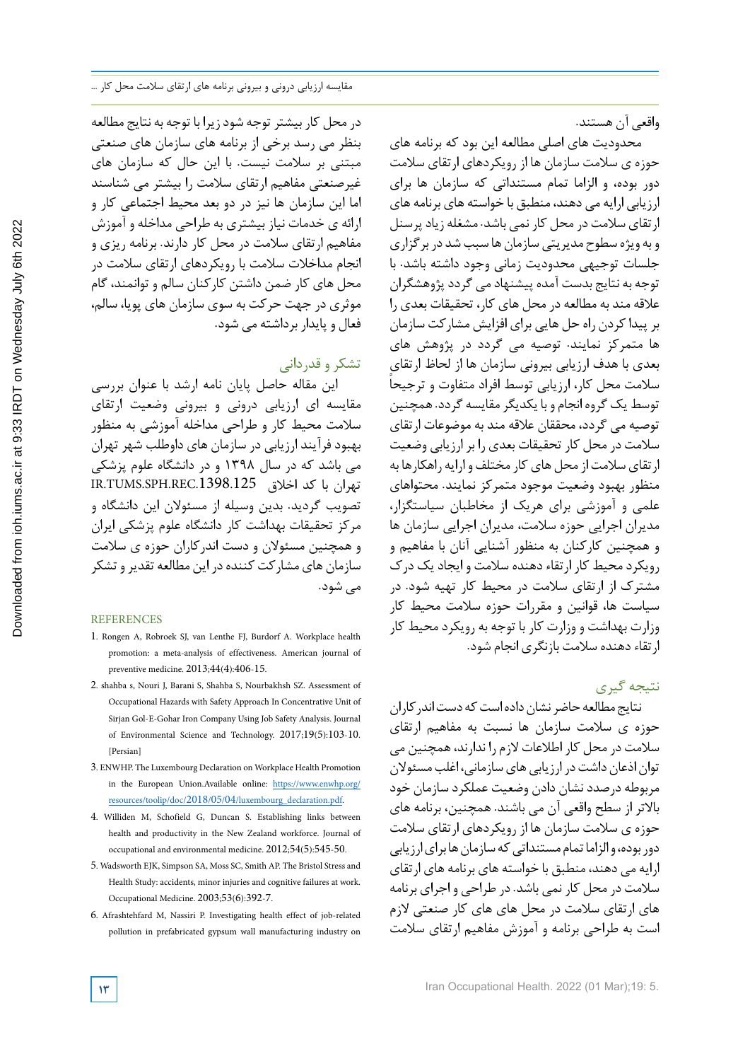واقعی آن هستند.

محدودیت های اصلی مطالعه این بود که برنامه های حوزه ی سلامت سازمان ها از رویکردهای ارتقای سلامت دور بوده، و الزاما تمام مستنداتی که سازمان ها برای ارزیابی ارایه می دهند، منطبق با خواسته های برنامه های ارتقای سلامت در محل کار نمی باشد. مشغله زیاد پرسنل و به ویژه سطوح مدیریتی سازمان ها سبب شد در برگزاری جلسات توجیهی محدودیت زمانی وجود داشته باشد. با توجه به نتایج بدست آمده پیشنهاد می گردد پژوهشگران علاقه مند به مطالعه در محل های کار، تحقیقات بعدی را بر پیدا کردن راه حل هایی برای افزایش مشارکت سازمان ها متمرکز نمایند. توصیه می گردد در پژوهش های بعدی با هدف ارزیابی بیرونی سازمان ها از لحاظ ارتقای سلامت محل کار، ارزیابی توسط افراد متفاوت و ترجیحاً توسط یک گروه انجام و با یکدیگر مقایسه گردد. همچنین توصیه می گردد، محققان علاقه مند به موضوعات ارتقای سلامت در محل کار تحقیقات بعدی را بر ارزیابی وضعیت ارتقای سلامت از محل های کار مختلف و ارایه راهکارها به منظور بهبود وضعیت موجود متمرکز نمایند. محتواهای علمی و آموزشی برای هریک از مخاطبان سیاستگزار، مدیران اجرایی حوزه سلامت، مدیران اجرایی سازمان ها و همچنین کارکنان به منظور آشنایی آنان با مفاهیم و رویکرد محیط کار ارتقاء دهنده سلامت و ایجاد یک درک مشترک از ارتقای سلامت در محیط کار تهیه شود. در سیاست ها، قوانین و مقررات حوزه سلامت محیط کار وزارت بهداشت و وزارت کار با توجه به رویکرد محیط کار ارتقاء دهنده سلامت بازنگری انجام شود.

## نتیجه گیری

نتایج مطالعه حاضر نشان داده است که دست اندرکاران حوزه ی سلامت سازمان ها نسبت به مفاهیم ارتقای سلامت در محل کار اطلاعات لازم را ندارند، همچنین می توان اذعان داشت در ارزیابی های سازمانی، اغلب مسئولان مربوطه درصدد نشان دادن وضعیت عملکرد سازمان خود بالاتر از سطح واقعی آن می باشند. همچنین، برنامه های حوزه ی سلامت سازمان ها از رویکردهای ارتقای سلامت دور بوده، و الزاما تمام مستنداتی که سازمان ها برای ارزیابی ارایه می دهند، منطبق با خواسته های برنامه های ارتقای سلامت در محل کار نمی باشد. در طراحی و اجرای برنامه های ارتقای سلامت در محل های کار صنعتی لازم است به طراحی برنامه و آموزش مفاهیم ارتقای سلامت در محل کار بیشتر توجه شود زیرا با توجه به نتایج مطالعه بنظر می رسد برخی از برنامه های سازمان های صنعتی مبتنی بر سلامت نیست. با این حال که سازمان های غیرصنعتی مفاهیم ارتقای سلامت را بیشتر می شناسند اما این سازمان ها نیز در دو بعد محیط اجتماعی کار و ارائه ی خدمات نیاز بیشتری به طراحی مداخله و آموزش مفاهیم ارتقای سلامت در محل کار دارند. برنامه ریزی و انجام مداخلات سلامت با رویکردهای ارتقای سلامت در محل های کار ضمن داشتن کارکنان سالم و توانمند، گام موثری در جهت حرکت به سوی سازمان های پویا، سالم، فعال و پایدار برداشته می شود.

## تشکر و قدردانی

این مقاله حاصل پایان نامه ارشد با عنوان بررسی مقایسه ای ارزیابی درونی و بیرونی وضعیت ارتقای سلامت محیط کار و طراحی مداخله آموزشی به منظور بهبود فرآیند ارزیابی در سازمان های داوطلب شهر تهران می باشد که در سال ۱۳۹۸ و در دانشگاه علوم پزشکی تهران با کد اخلاق IR.TUMS.SPH.REC.1398.125 تصویب گردید. بدین وسیله از مسئولان این دانشگاه و مرکز تحقیقات بهداشت کار دانشگاه علوم پزشکی ایران و همچنین مسئولان و دست اندرکاران حوزه ی سلامت سازمان های مشارکت کننده در این مطالعه تقدیر و تشکر می شود.

## REFERENCES

1. Rongen A, Robroek SJ, van Lenthe FJ, Burdorf A. Workplace health promotion: a meta-analysis of effectiveness. American journal of preventive medicine. 2013;44(4):406-15.
2. shahba s, Nouri J, Barani S, Shahba S, Nourbakhsh SZ. Assessment of Occupational Hazards with Safety Approach In Concentrative Unit of Sirjan Gol-E-Gohar Iron Company Using Job Safety Analysis. Journal of Environmental Science and Technology. 2017;19(5):103-10. [Persian]
3. ENWHP. The Luxembourg Declaration on Workplace Health Promotion in the European Union.Available online: https://www.enwhp.org/resources/toolip/doc/2018/05/04/luxembourg_declaration.pdf.
4. Williden M, Schofield G, Duncan S. Establishing links between health and productivity in the New Zealand workforce. Journal of occupational and environmental medicine. 2012;54(5):545-50.
5. Wadsworth EJK, Simpson SA, Moss SC, Smith AP. The Bristol Stress and Health Study: accidents, minor injuries and cognitive failures at work. Occupational Medicine. 2003;53(6):392-7.
6. Afrashtehfard M, Nassiri P. Investigating health effect of job-related pollution in prefabricated gypsum wall manufacturing industry on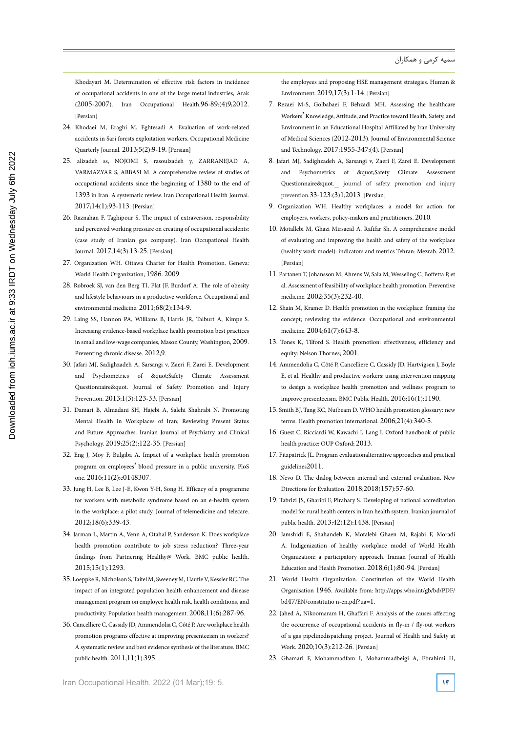Khodayari M. Determination of effective risk factors in incidence of occupational accidents in one of the large metal industries, Arak (2005-2007). Iran Occupational Health.96-89:(4)9;2012. [Persian]

24. Khodaei M, Eraghi M, Eghtesadi A. Evaluation of work-related accidents in Sari forests exploitation workers. Occupational Medicine Quarterly Journal. 2013;5(2):9-19. [Persian]

25. alizadeh ss, NOJOMI S, rasoulzadeh y, ZARRANEJAD A, VARMAZYAR S, ABBASI M. A comprehensive review of studies of occupational accidents since the beginning of 1380 to the end of 1393 in Iran: A systematic review. Iran Occupational Health Journal. 2017;14(1):93-113. [Persian]

26. Raznahan F, Taghipour S. The impact of extraversion, responsibility and perceived working pressure on creating of occupational accidents: (case study of Iranian gas company). Iran Occupational Health Journal. 2017;14(3):13-25. [Persian]

27. Organization WH. Ottawa Charter for Health Promotion. Geneva: World Health Organization; 1986. 2009.

28. Robroek SJ, van den Berg TI, Plat JF, Burdorf A. The role of obesity and lifestyle behaviours in a productive workforce. Occupational and environmental medicine. 2011;68(2):134-9.

29. Laing SS, Hannon PA, Williams B, Harris JR, Talburt A, Kimpe S. Increasing evidence-based workplace health promotion best practices in small and low-wage companies, Mason County, Washington, 2009. Preventing chronic disease. 2012;9.

30. Jafari MJ, Sadighzadeh A, Sarsangi v, Zaeri F, Zarei E. Development and Psychometrics of &quot;Safety Climate Assessment Questionnaire&quot. Journal of Safety Promotion and Injury Prevention. 2013;1(3):123-33. [Persian]

31. Damari B, Almadani SH, Hajebi A, Salehi Shahrabi N. Promoting Mental Health in Workplaces of Iran; Reviewing Present Status and Future Approaches. Iranian Journal of Psychiatry and Clinical Psychology. 2019;25(2):122-35. [Persian]

32. Eng J, Moy F, Bulgiba A. Impact of a workplace health promotion program on employees' blood pressure in a public university. PloS one. 2016;11(2):e0148307.

33. Jung H, Lee B, Lee J-E, Kwon Y-H, Song H. Efficacy of a programme for workers with metabolic syndrome based on an e-health system in the workplace: a pilot study. Journal of telemedicine and telecare. 2012;18(6):339-43.

34. Jarman L, Martin A, Venn A, Otahal P, Sanderson K. Does workplace health promotion contribute to job stress reduction? Three-year findings from Partnering Healthy@ Work. BMC public health. 2015;15(1):1293.

35. Loeppke R, Nicholson S, Taitel M, Sweeney M, Haufle V, Kessler RC. The impact of an integrated population health enhancement and disease management program on employee health risk, health conditions, and productivity. Population health management. 2008;11(6):287-96.

36. Cancelliere C, Cassidy JD, Ammendolia C, Côté P. Are workplace health promotion programs effective at improving presenteeism in workers? A systematic review and best evidence synthesis of the literature. BMC public health. 2011;11(1):395.

the employees and proposing HSE management strategies. Human & Environment. 2019;17(3):1-14. [Persian]

7. Rezaei M-S, Golbabaei F, Behzadi MH. Assessing the healthcare Workers' Knowledge, Attitude, and Practice toward Health, Safety, and Environment in an Educational Hospital Affiliated by Iran University of Medical Sciences (2012-2013). Journal of Environmental Science and Technology. 2017;1955-347:(4). [Persian]

8. Jafari MJ, Sadighzadeh A, Sarsangi v, Zaeri F, Zarei E. Development and Psychometrics of &quot;Safety Climate Assessment Questionnaire&quot._ journal of safety promotion and injury prevention.33-123:(3)1;2013. [Persian]

9. Organization WH. Healthy workplaces: a model for action: for employers, workers, policy-makers and practitioners. 2010.

10. Motallebi M, Ghazi Mirsaeid A. Rafifar Sh. A comprehensive model of evaluating and improving the health and safety of the workplace (healthy work model): indicators and metrics Tehran: Mezrab. 2012. [Persian]

11. Partanen T, Johansson M, Ahrens W, Sala M, Wesseling C, Boffetta P, et al. Assessment of feasibility of workplace health promotion. Preventive medicine. 2002;35(3):232-40.

12. Shain M, Kramer D. Health promotion in the workplace: framing the concept; reviewing the evidence. Occupational and environmental medicine. 2004;61(7):643-8.

13. Tones K, Tilford S. Health promotion: effectiveness, efficiency and equity: Nelson Thornes; 2001.

14. Ammendolia C, Côté P, Cancelliere C, Cassidy JD, Hartvigsen J, Boyle E, et al. Healthy and productive workers: using intervention mapping to design a workplace health promotion and wellness program to improve presenteeism. BMC Public Health. 2016;16(1):1190.

15. Smith BJ, Tang KC, Nutbeam D. WHO health promotion glossary: new terms. Health promotion international. 2006;21(4):340-5.

16. Guest C, Ricciardi W, Kawachi I, Lang I. Oxford handbook of public health practice: OUP Oxford; 2013.

17. Fitzpatrick JL. Program evaluationalternative approaches and practical guidelines2011.

18. Nevo D. The dialog between internal and external evaluation. New Directions for Evaluation. 2018;2018(157):57-60.

19. Tabrizi JS, Gharibi F, Pirahary S. Developing of national accreditation model for rural health centers in Iran health system. Iranian journal of public health. 2013;42(12):1438. [Persian]

20. Jamshidi E, Shahandeh K, Motalebi Ghaem M, Rajabi F, Moradi A. Indigenization of healthy workplace model of World Health Organization: a participatory approach. Iranian Journal of Health Education and Health Promotion. 2018;6(1):80-94. [Persian]

21. World Health Organization. Constitution of the World Health Organisation 1946. Available from: http://apps.who.int/gb/bd/PDF/bd47/EN/constitutio n-en.pdf?ua=1.

22. Jahed A, Nikoomaram H, Ghaffari F. Analysis of the causes affecting the occurrence of occupational accidents in fly-in / fly-out workers of a gas pipelinedispatching project. Journal of Health and Safety at Work. 2020;10(3):212-26. [Persian]

23. Ghamari F, Mohammadfam I, Mohammadbeigi A, Ebrahimi H,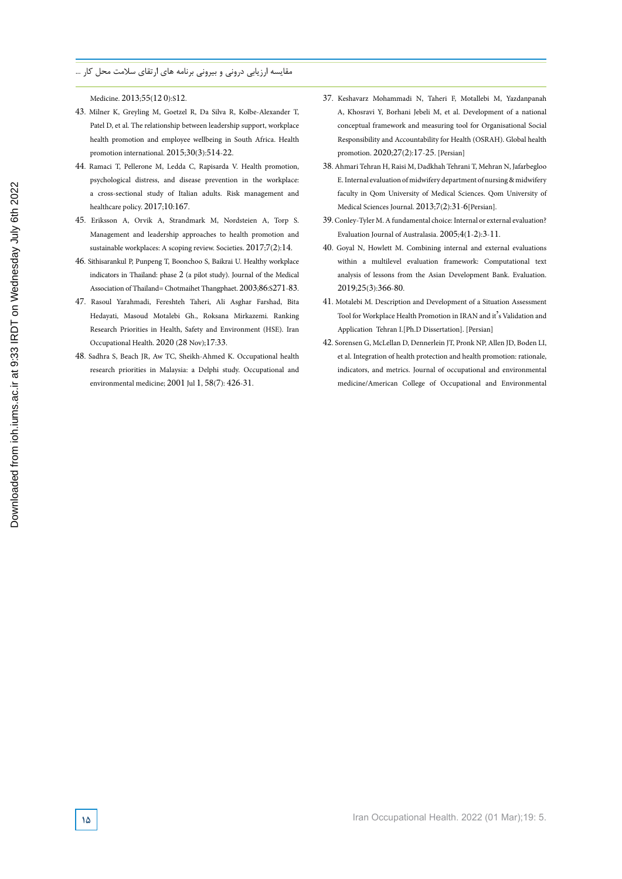Medicine. 2013;55(12 0):S12.

43. Milner K, Greyling M, Goetzel R, Da Silva R, Kolbe-Alexander T, Patel D, et al. The relationship between leadership support, workplace health promotion and employee wellbeing in South Africa. Health promotion international. 2015;30(3):514-22.

44. Ramaci T, Pellerone M, Ledda C, Rapisarda V. Health promotion, psychological distress, and disease prevention in the workplace: a cross-sectional study of Italian adults. Risk management and healthcare policy. 2017;10:167.

45. Eriksson A, Orvik A, Strandmark M, Nordsteien A, Torp S. Management and leadership approaches to health promotion and sustainable workplaces: A scoping review. Societies. 2017;7(2):14.

46. Sithisarankul P, Punpeng T, Boonchoo S, Baikrai U. Healthy workplace indicators in Thailand: phase 2 (a pilot study). Journal of the Medical Association of Thailand= Chotmaihet Thangphaet. 2003;86:S271-83.

47. Rasoul Yarahmadi, Fereshteh Taheri, Ali Asghar Farshad, Bita Hedayati, Masoud Motalebi Gh., Roksana Mirkazemi. Ranking Research Priorities in Health, Safety and Environment (HSE). Iran Occupational Health. 2020 (28 Nov);17:33.

48. Sadhra S, Beach JR, Aw TC, Sheikh-Ahmed K. Occupational health research priorities in Malaysia: a Delphi study. Occupational and environmental medicine; 2001 Jul 1, 58(7): 426-31.

37. Keshavarz Mohammadi N, Taheri F, Motallebi M, Yazdanpanah A, Khosravi Y, Borhani Jebeli M, et al. Development of a national conceptual framework and measuring tool for Organisational Social Responsibility and Accountability for Health (OSRAH). Global health promotion. 2020;27(2):17-25. [Persian]

38. Ahmari Tehran H, Raisi M, Dadkhah Tehrani T, Mehran N, Jafarbegloo E. Internal evaluation of midwifery department of nursing & midwifery faculty in Qom University of Medical Sciences. Qom University of Medical Sciences Journal. 2013;7(2):31-6[Persian].

39. Conley-Tyler M. A fundamental choice: Internal or external evaluation? Evaluation Journal of Australasia. 2005;4(1-2):3-11.

40. Goyal N, Howlett M. Combining internal and external evaluations within a multilevel evaluation framework: Computational text analysis of lessons from the Asian Development Bank. Evaluation. 2019;25(3):366-80.

41. Motalebi M. Description and Development of a Situation Assessment Tool for Workplace Health Promotion in IRAN and it's Validation and Application Tehran I.[Ph.D Dissertation]. [Persian]

42. Sorensen G, McLellan D, Dennerlein JT, Pronk NP, Allen JD, Boden LI, et al. Integration of health protection and health promotion: rationale, indicators, and metrics. Journal of occupational and environmental medicine/American College of Occupational and Environmental